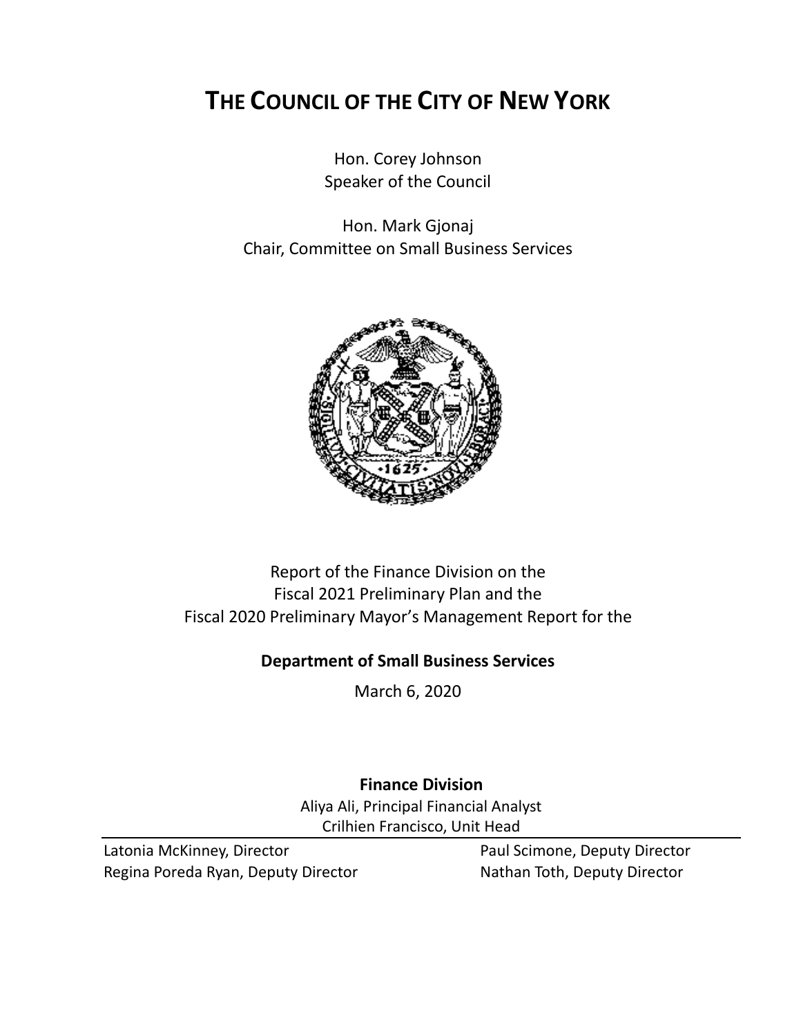# THE COUNCIL OF THE CITY OF NEW YORK

Hon. Corey Johnson
Speaker of the Council

Hon. Mark Gjonaj
Chair, Committee on Small Business Services

Report of the Finance Division on the
Fiscal 2021 Preliminary Plan and the
Fiscal 2020 Preliminary Mayor's Management Report for the

**Department of Small Business Services**

March 6, 2020

**Finance Division**

Aliya Ali, Principal Financial Analyst
Crilhien Francisco, Unit Head

Latonia McKinney, Director
Regina Poreda Ryan, Deputy Director
Paul Scimone, Deputy Director
Nathan Toth, Deputy Director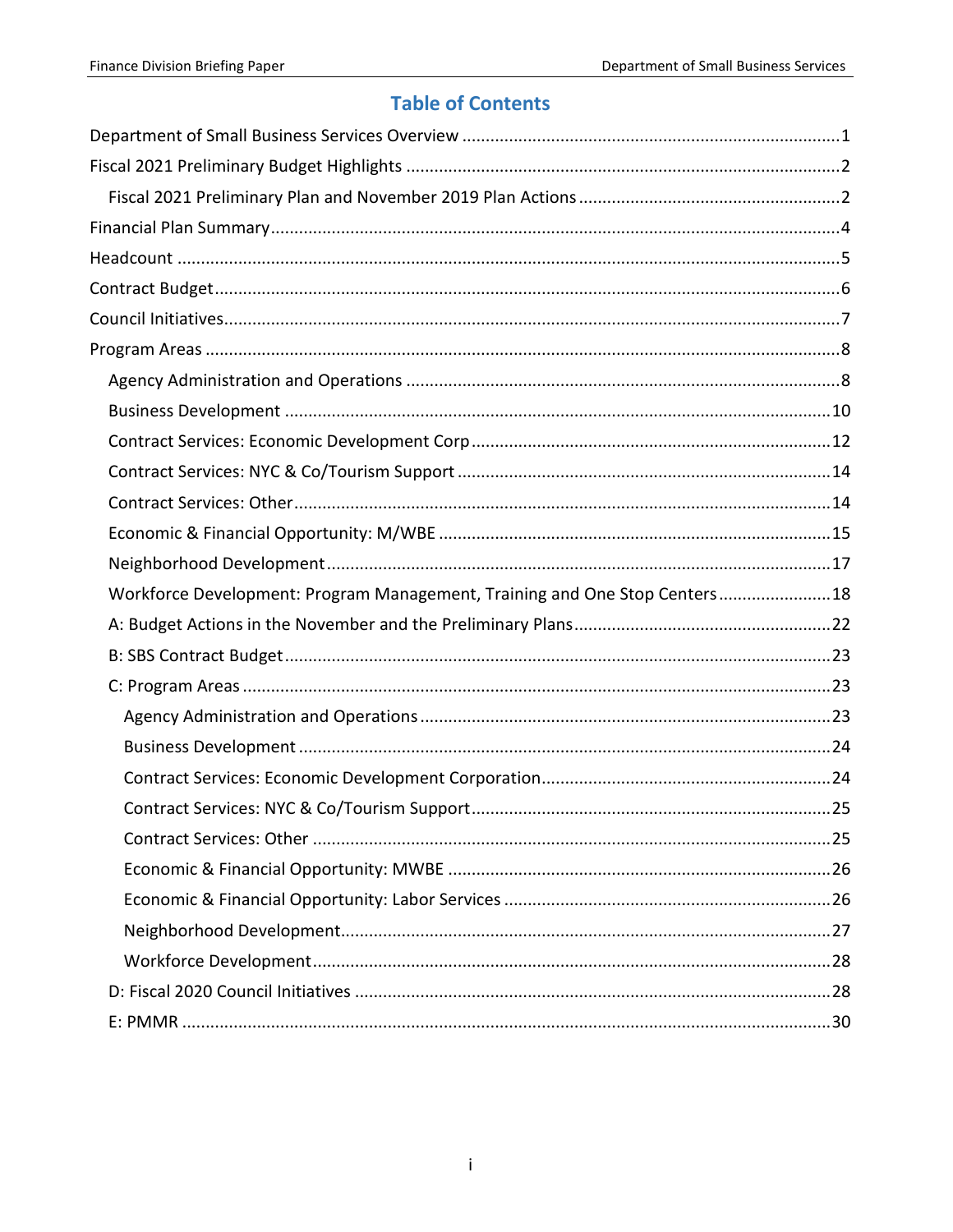## Table of Contents

- Department of Small Business Services Overview ....... 1
- Fiscal 2021 Preliminary Budget Highlights ....... 2
  - Fiscal 2021 Preliminary Plan and November 2019 Plan Actions ....... 2
- Financial Plan Summary ....... 4
- Headcount ....... 5
- Contract Budget ....... 6
- Council Initiatives ....... 7
- Program Areas ....... 8
  - Agency Administration and Operations ....... 8
  - Business Development ....... 10
  - Contract Services: Economic Development Corp ....... 12
  - Contract Services: NYC & Co/Tourism Support ....... 14
  - Contract Services: Other ....... 14
  - Economic & Financial Opportunity: M/WBE ....... 15
  - Neighborhood Development ....... 17
  - Workforce Development: Program Management, Training and One Stop Centers ....... 18
  - A: Budget Actions in the November and the Preliminary Plans ....... 22
  - B: SBS Contract Budget ....... 23
  - C: Program Areas ....... 23
    - Agency Administration and Operations ....... 23
    - Business Development ....... 24
    - Contract Services: Economic Development Corporation ....... 24
    - Contract Services: NYC & Co/Tourism Support ....... 25
    - Contract Services: Other ....... 25
    - Economic & Financial Opportunity: MWBE ....... 26
    - Economic & Financial Opportunity: Labor Services ....... 26
    - Neighborhood Development ....... 27
    - Workforce Development ....... 28
  - D: Fiscal 2020 Council Initiatives ....... 28
  - E: PMMR ....... 30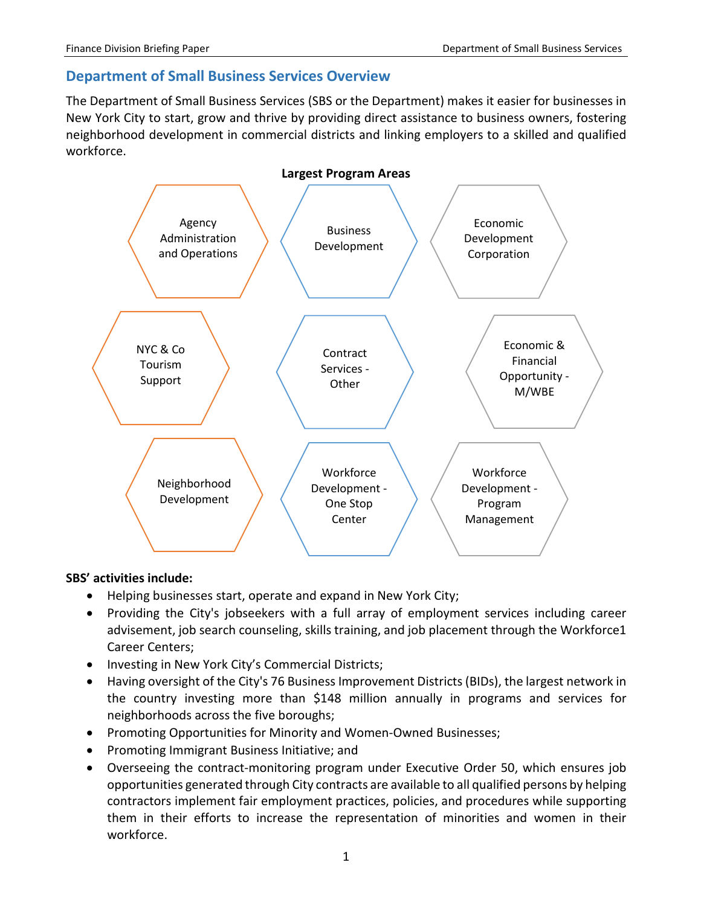## Department of Small Business Services Overview

The Department of Small Business Services (SBS or the Department) makes it easier for businesses in New York City to start, grow and thrive by providing direct assistance to business owners, fostering neighborhood development in commercial districts and linking employers to a skilled and qualified workforce.

**Largest Program Areas**

- Agency Administration and Operations
- Business Development
- Economic Development Corporation
- NYC & Co Tourism Support
- Contract Services - Other
- Economic & Financial Opportunity - M/WBE
- Neighborhood Development
- Workforce Development - One Stop Center
- Workforce Development - Program Management

**SBS' activities include:**

- Helping businesses start, operate and expand in New York City;
- Providing the City's jobseekers with a full array of employment services including career advisement, job search counseling, skills training, and job placement through the Workforce1 Career Centers;
- Investing in New York City's Commercial Districts;
- Having oversight of the City's 76 Business Improvement Districts (BIDs), the largest network in the country investing more than $148 million annually in programs and services for neighborhoods across the five boroughs;
- Promoting Opportunities for Minority and Women-Owned Businesses;
- Promoting Immigrant Business Initiative; and
- Overseeing the contract-monitoring program under Executive Order 50, which ensures job opportunities generated through City contracts are available to all qualified persons by helping contractors implement fair employment practices, policies, and procedures while supporting them in their efforts to increase the representation of minorities and women in their workforce.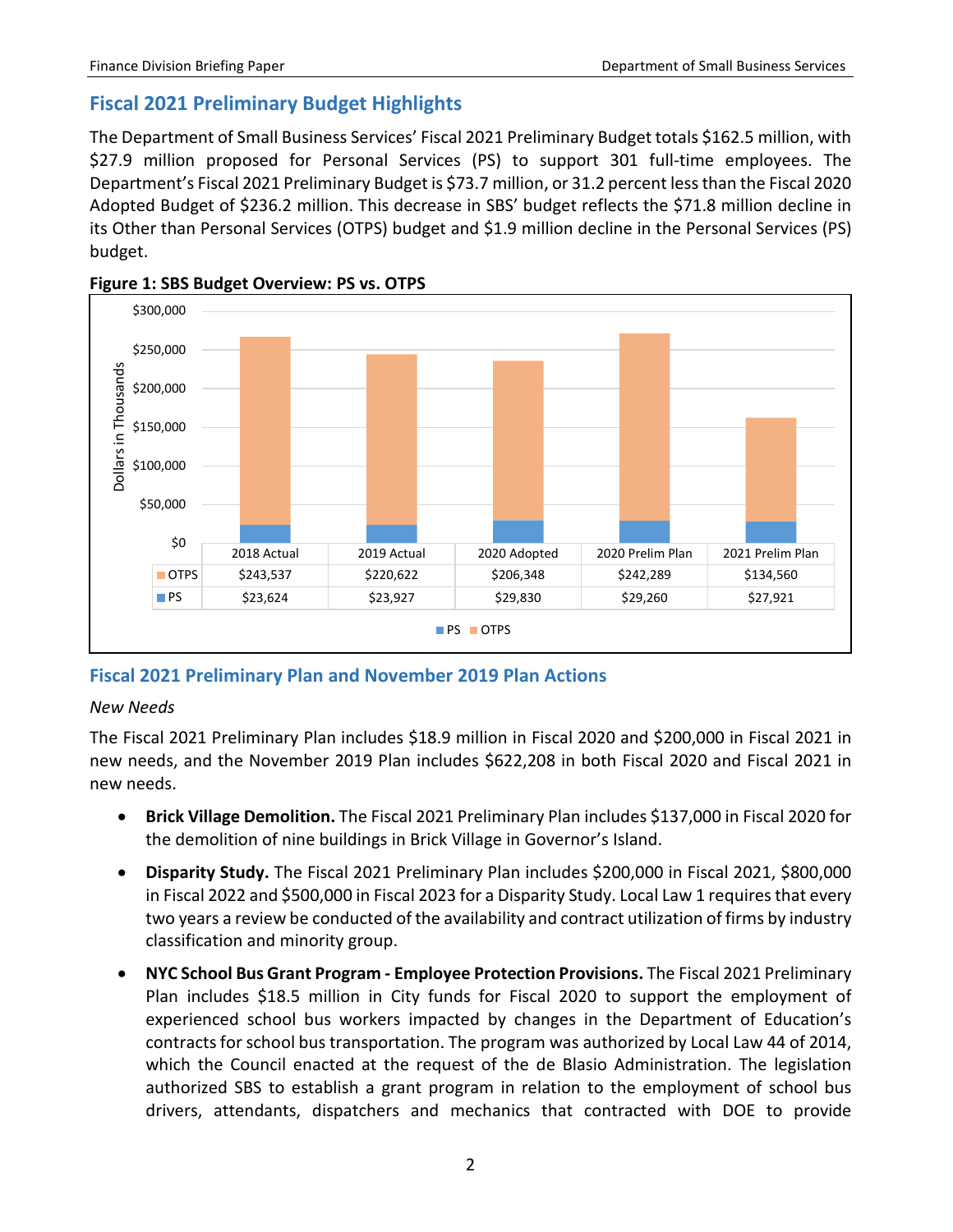## Fiscal 2021 Preliminary Budget Highlights

The Department of Small Business Services' Fiscal 2021 Preliminary Budget totals $162.5 million, with $27.9 million proposed for Personal Services (PS) to support 301 full-time employees. The Department's Fiscal 2021 Preliminary Budget is $73.7 million, or 31.2 percent less than the Fiscal 2020 Adopted Budget of $236.2 million. This decrease in SBS' budget reflects the $71.8 million decline in its Other than Personal Services (OTPS) budget and $1.9 million decline in the Personal Services (PS) budget.

**Figure 1: SBS Budget Overview: PS vs. OTPS**

Dollars in Thousands

| | 2018 Actual | 2019 Actual | 2020 Adopted | 2020 Prelim Plan | 2021 Prelim Plan |
|---|---|---|---|---|---|
| OTPS | $243,537 | $220,622 | $206,348 | $242,289 | $134,560 |
| PS | $23,624 | $23,927 | $29,830 | $29,260 | $27,921 |

## Fiscal 2021 Preliminary Plan and November 2019 Plan Actions

*New Needs*

The Fiscal 2021 Preliminary Plan includes $18.9 million in Fiscal 2020 and $200,000 in Fiscal 2021 in new needs, and the November 2019 Plan includes $622,208 in both Fiscal 2020 and Fiscal 2021 in new needs.

- **Brick Village Demolition.** The Fiscal 2021 Preliminary Plan includes $137,000 in Fiscal 2020 for the demolition of nine buildings in Brick Village in Governor's Island.
- **Disparity Study.** The Fiscal 2021 Preliminary Plan includes $200,000 in Fiscal 2021, $800,000 in Fiscal 2022 and $500,000 in Fiscal 2023 for a Disparity Study. Local Law 1 requires that every two years a review be conducted of the availability and contract utilization of firms by industry classification and minority group.
- **NYC School Bus Grant Program - Employee Protection Provisions.** The Fiscal 2021 Preliminary Plan includes $18.5 million in City funds for Fiscal 2020 to support the employment of experienced school bus workers impacted by changes in the Department of Education's contracts for school bus transportation. The program was authorized by Local Law 44 of 2014, which the Council enacted at the request of the de Blasio Administration. The legislation authorized SBS to establish a grant program in relation to the employment of school bus drivers, attendants, dispatchers and mechanics that contracted with DOE to provide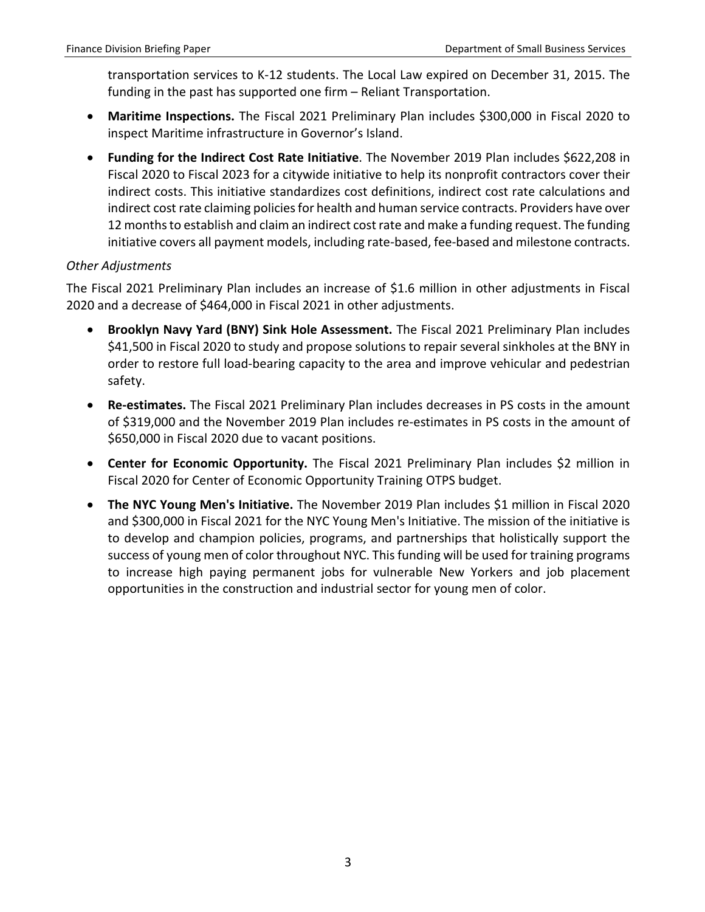transportation services to K-12 students. The Local Law expired on December 31, 2015. The funding in the past has supported one firm – Reliant Transportation.

- **Maritime Inspections.** The Fiscal 2021 Preliminary Plan includes $300,000 in Fiscal 2020 to inspect Maritime infrastructure in Governor's Island.
- **Funding for the Indirect Cost Rate Initiative**. The November 2019 Plan includes $622,208 in Fiscal 2020 to Fiscal 2023 for a citywide initiative to help its nonprofit contractors cover their indirect costs. This initiative standardizes cost definitions, indirect cost rate calculations and indirect cost rate claiming policies for health and human service contracts. Providers have over 12 months to establish and claim an indirect cost rate and make a funding request. The funding initiative covers all payment models, including rate-based, fee-based and milestone contracts.

*Other Adjustments*

The Fiscal 2021 Preliminary Plan includes an increase of $1.6 million in other adjustments in Fiscal 2020 and a decrease of $464,000 in Fiscal 2021 in other adjustments.

- **Brooklyn Navy Yard (BNY) Sink Hole Assessment.** The Fiscal 2021 Preliminary Plan includes $41,500 in Fiscal 2020 to study and propose solutions to repair several sinkholes at the BNY in order to restore full load-bearing capacity to the area and improve vehicular and pedestrian safety.
- **Re-estimates.** The Fiscal 2021 Preliminary Plan includes decreases in PS costs in the amount of $319,000 and the November 2019 Plan includes re-estimates in PS costs in the amount of $650,000 in Fiscal 2020 due to vacant positions.
- **Center for Economic Opportunity.** The Fiscal 2021 Preliminary Plan includes $2 million in Fiscal 2020 for Center of Economic Opportunity Training OTPS budget.
- **The NYC Young Men's Initiative.** The November 2019 Plan includes $1 million in Fiscal 2020 and $300,000 in Fiscal 2021 for the NYC Young Men's Initiative. The mission of the initiative is to develop and champion policies, programs, and partnerships that holistically support the success of young men of color throughout NYC. This funding will be used for training programs to increase high paying permanent jobs for vulnerable New Yorkers and job placement opportunities in the construction and industrial sector for young men of color.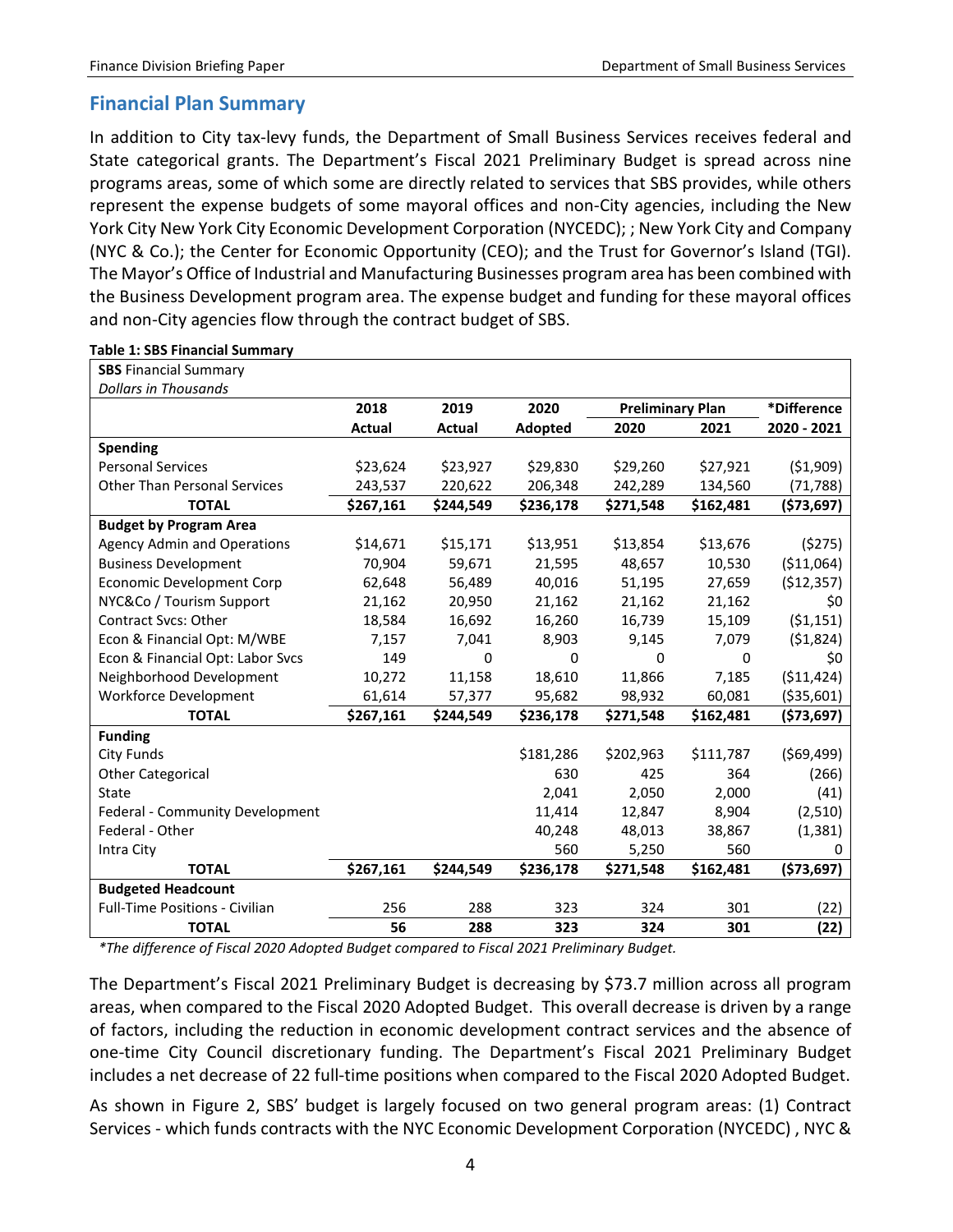## Financial Plan Summary

In addition to City tax-levy funds, the Department of Small Business Services receives federal and State categorical grants. The Department's Fiscal 2021 Preliminary Budget is spread across nine programs areas, some of which some are directly related to services that SBS provides, while others represent the expense budgets of some mayoral offices and non-City agencies, including the New York City New York City Economic Development Corporation (NYCEDC); ; New York City and Company (NYC & Co.); the Center for Economic Opportunity (CEO); and the Trust for Governor's Island (TGI). The Mayor's Office of Industrial and Manufacturing Businesses program area has been combined with the Business Development program area. The expense budget and funding for these mayoral offices and non-City agencies flow through the contract budget of SBS.

**Table 1: SBS Financial Summary**

| **SBS** Financial Summary *Dollars in Thousands* | | | | | | |
|---|---|---|---|---|---|---|
| | **2018** | **2019** | **2020** | **Preliminary Plan** | | **\*Difference** |
| | **Actual** | **Actual** | **Adopted** | **2020** | **2021** | **2020 - 2021** |
| **Spending** | | | | | | |
| Personal Services | $23,624 | $23,927 | $29,830 | $29,260 | $27,921 | ($1,909) |
| Other Than Personal Services | 243,537 | 220,622 | 206,348 | 242,289 | 134,560 | (71,788) |
| **TOTAL** | **$267,161** | **$244,549** | **$236,178** | **$271,548** | **$162,481** | **($73,697)** |
| **Budget by Program Area** | | | | | | |
| Agency Admin and Operations | $14,671 | $15,171 | $13,951 | $13,854 | $13,676 | ($275) |
| Business Development | 70,904 | 59,671 | 21,595 | 48,657 | 10,530 | ($11,064) |
| Economic Development Corp | 62,648 | 56,489 | 40,016 | 51,195 | 27,659 | ($12,357) |
| NYC&Co / Tourism Support | 21,162 | 20,950 | 21,162 | 21,162 | 21,162 | $0 |
| Contract Svcs: Other | 18,584 | 16,692 | 16,260 | 16,739 | 15,109 | ($1,151) |
| Econ & Financial Opt: M/WBE | 7,157 | 7,041 | 8,903 | 9,145 | 7,079 | ($1,824) |
| Econ & Financial Opt: Labor Svcs | 149 | 0 | 0 | 0 | 0 | $0 |
| Neighborhood Development | 10,272 | 11,158 | 18,610 | 11,866 | 7,185 | ($11,424) |
| Workforce Development | 61,614 | 57,377 | 95,682 | 98,932 | 60,081 | ($35,601) |
| **TOTAL** | **$267,161** | **$244,549** | **$236,178** | **$271,548** | **$162,481** | **($73,697)** |
| **Funding** | | | | | | |
| City Funds | | | $181,286 | $202,963 | $111,787 | ($69,499) |
| Other Categorical | | | 630 | 425 | 364 | (266) |
| State | | | 2,041 | 2,050 | 2,000 | (41) |
| Federal - Community Development | | | 11,414 | 12,847 | 8,904 | (2,510) |
| Federal - Other | | | 40,248 | 48,013 | 38,867 | (1,381) |
| Intra City | | | 560 | 5,250 | 560 | 0 |
| **TOTAL** | **$267,161** | **$244,549** | **$236,178** | **$271,548** | **$162,481** | **($73,697)** |
| **Budgeted Headcount** | | | | | | |
| Full-Time Positions - Civilian | 256 | 288 | 323 | 324 | 301 | (22) |
| **TOTAL** | **56** | **288** | **323** | **324** | **301** | **(22)** |

*\*The difference of Fiscal 2020 Adopted Budget compared to Fiscal 2021 Preliminary Budget.*

The Department's Fiscal 2021 Preliminary Budget is decreasing by $73.7 million across all program areas, when compared to the Fiscal 2020 Adopted Budget. This overall decrease is driven by a range of factors, including the reduction in economic development contract services and the absence of one-time City Council discretionary funding. The Department's Fiscal 2021 Preliminary Budget includes a net decrease of 22 full-time positions when compared to the Fiscal 2020 Adopted Budget.

As shown in Figure 2, SBS' budget is largely focused on two general program areas: (1) Contract Services - which funds contracts with the NYC Economic Development Corporation (NYCEDC) , NYC &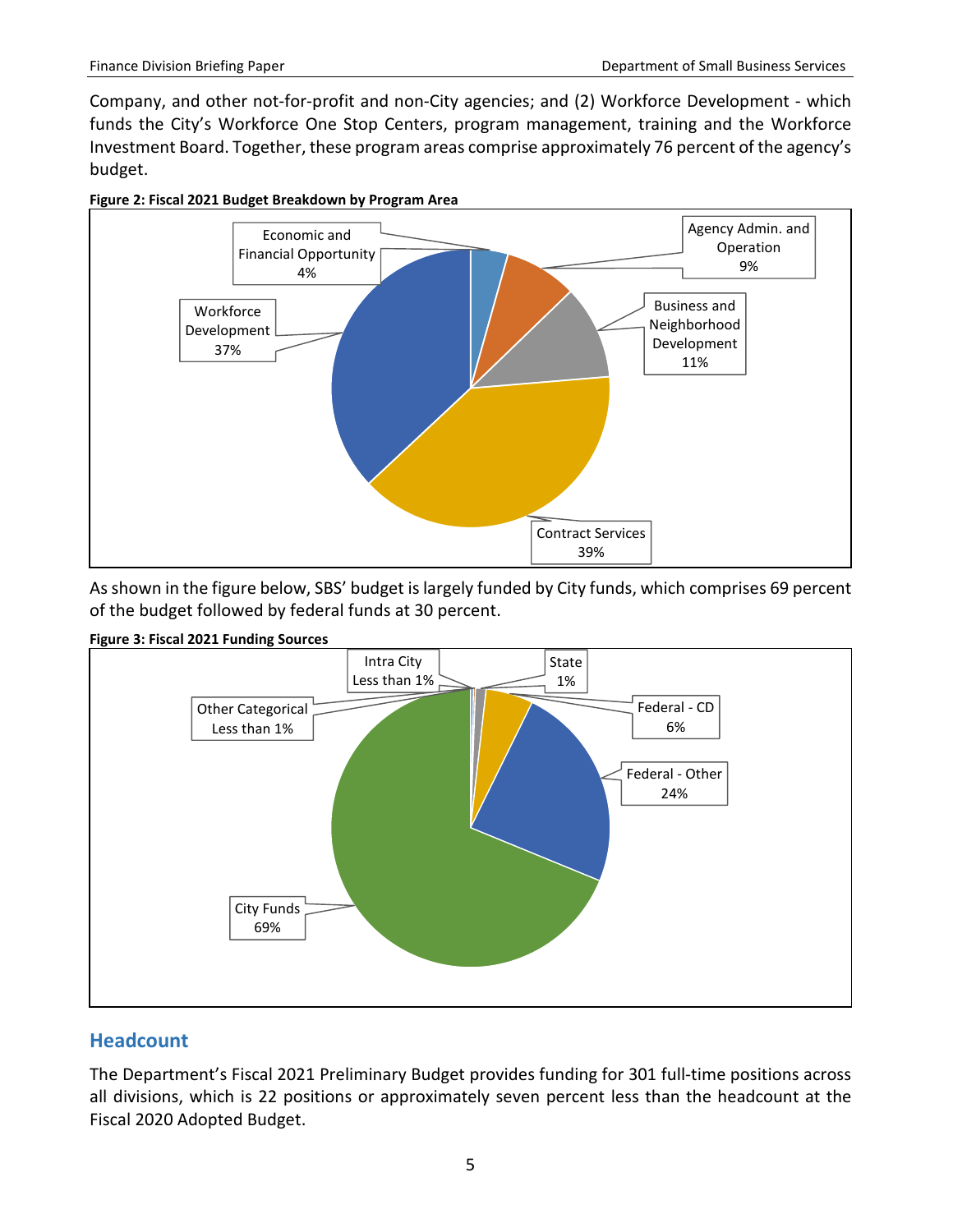Company, and other not-for-profit and non-City agencies; and (2) Workforce Development - which funds the City's Workforce One Stop Centers, program management, training and the Workforce Investment Board. Together, these program areas comprise approximately 76 percent of the agency's budget.

**Figure 2: Fiscal 2021 Budget Breakdown by Program Area**

| Program Area | Share |
|---|---|
| Economic and Financial Opportunity | 4% |
| Agency Admin. and Operation | 9% |
| Business and Neighborhood Development | 11% |
| Contract Services | 39% |
| Workforce Development | 37% |

As shown in the figure below, SBS' budget is largely funded by City funds, which comprises 69 percent of the budget followed by federal funds at 30 percent.

**Figure 3: Fiscal 2021 Funding Sources**

| Funding Source | Share |
|---|---|
| Intra City | Less than 1% |
| State | 1% |
| Federal - CD | 6% |
| Federal - Other | 24% |
| City Funds | 69% |
| Other Categorical | Less than 1% |

## Headcount

The Department's Fiscal 2021 Preliminary Budget provides funding for 301 full-time positions across all divisions, which is 22 positions or approximately seven percent less than the headcount at the Fiscal 2020 Adopted Budget.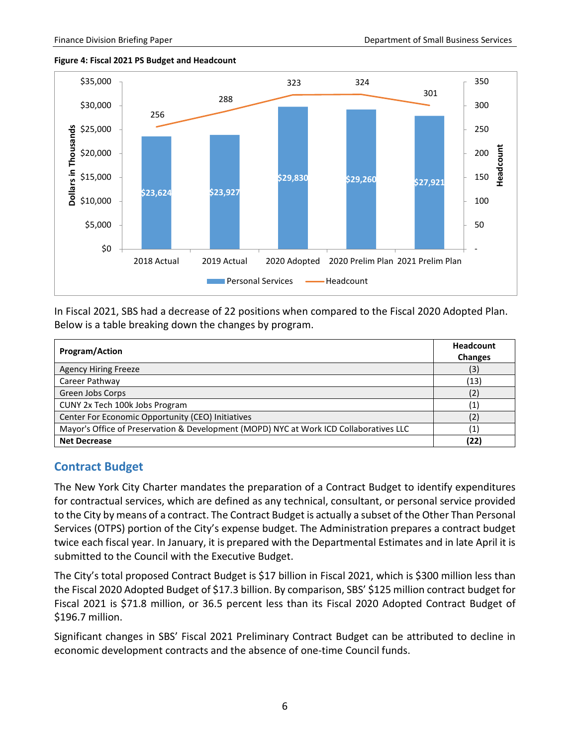**Figure 4: Fiscal 2021 PS Budget and Headcount**

| | 2018 Actual | 2019 Actual | 2020 Adopted | 2020 Prelim Plan | 2021 Prelim Plan |
|---|---|---|---|---|---|
| Personal Services (Dollars in Thousands) | $23,624 | $23,927 | $29,830 | $29,260 | $27,921 |
| Headcount | 256 | 288 | 323 | 324 | 301 |

In Fiscal 2021, SBS had a decrease of 22 positions when compared to the Fiscal 2020 Adopted Plan. Below is a table breaking down the changes by program.

| Program/Action | Headcount Changes |
|---|---|
| Agency Hiring Freeze | (3) |
| Career Pathway | (13) |
| Green Jobs Corps | (2) |
| CUNY 2x Tech 100k Jobs Program | (1) |
| Center For Economic Opportunity (CEO) Initiatives | (2) |
| Mayor's Office of Preservation & Development (MOPD) NYC at Work ICD Collaboratives LLC | (1) |
| **Net Decrease** | **(22)** |

## Contract Budget

The New York City Charter mandates the preparation of a Contract Budget to identify expenditures for contractual services, which are defined as any technical, consultant, or personal service provided to the City by means of a contract. The Contract Budget is actually a subset of the Other Than Personal Services (OTPS) portion of the City's expense budget. The Administration prepares a contract budget twice each fiscal year. In January, it is prepared with the Departmental Estimates and in late April it is submitted to the Council with the Executive Budget.

The City's total proposed Contract Budget is $17 billion in Fiscal 2021, which is $300 million less than the Fiscal 2020 Adopted Budget of $17.3 billion. By comparison, SBS' $125 million contract budget for Fiscal 2021 is $71.8 million, or 36.5 percent less than its Fiscal 2020 Adopted Contract Budget of $196.7 million.

Significant changes in SBS' Fiscal 2021 Preliminary Contract Budget can be attributed to decline in economic development contracts and the absence of one-time Council funds.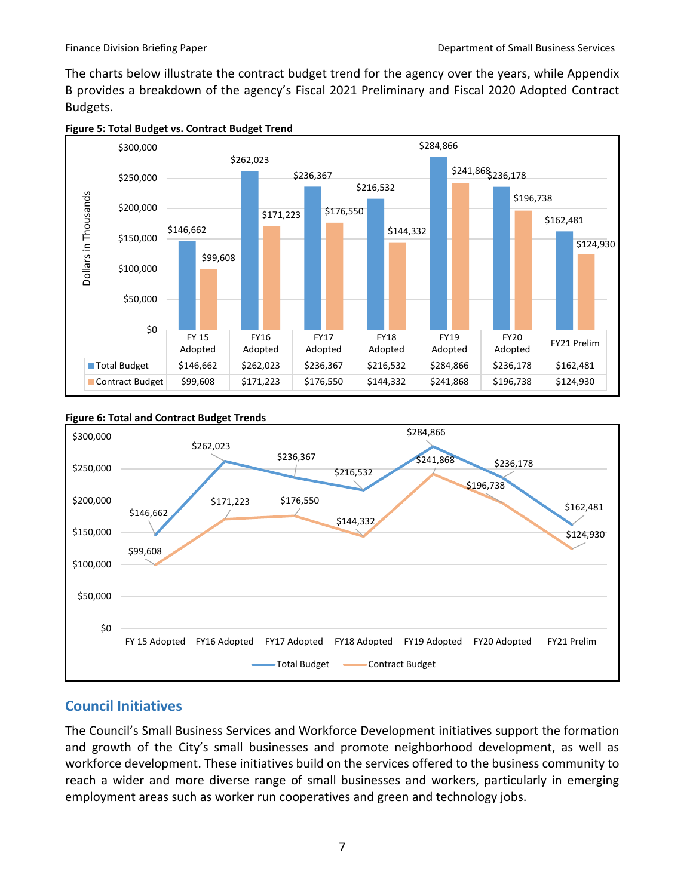The charts below illustrate the contract budget trend for the agency over the years, while Appendix B provides a breakdown of the agency's Fiscal 2021 Preliminary and Fiscal 2020 Adopted Contract Budgets.

**Figure 5: Total Budget vs. Contract Budget Trend**

| | FY 15 Adopted | FY16 Adopted | FY17 Adopted | FY18 Adopted | FY19 Adopted | FY20 Adopted | FY21 Prelim |
|---|---|---|---|---|---|---|---|
| Total Budget | $146,662 | $262,023 | $236,367 | $216,532 | $284,866 | $236,178 | $162,481 |
| Contract Budget | $99,608 | $171,223 | $176,550 | $144,332 | $241,868 | $196,738 | $124,930 |

**Figure 6: Total and Contract Budget Trends**

## Council Initiatives

The Council's Small Business Services and Workforce Development initiatives support the formation and growth of the City's small businesses and promote neighborhood development, as well as workforce development. These initiatives build on the services offered to the business community to reach a wider and more diverse range of small businesses and workers, particularly in emerging employment areas such as worker run cooperatives and green and technology jobs.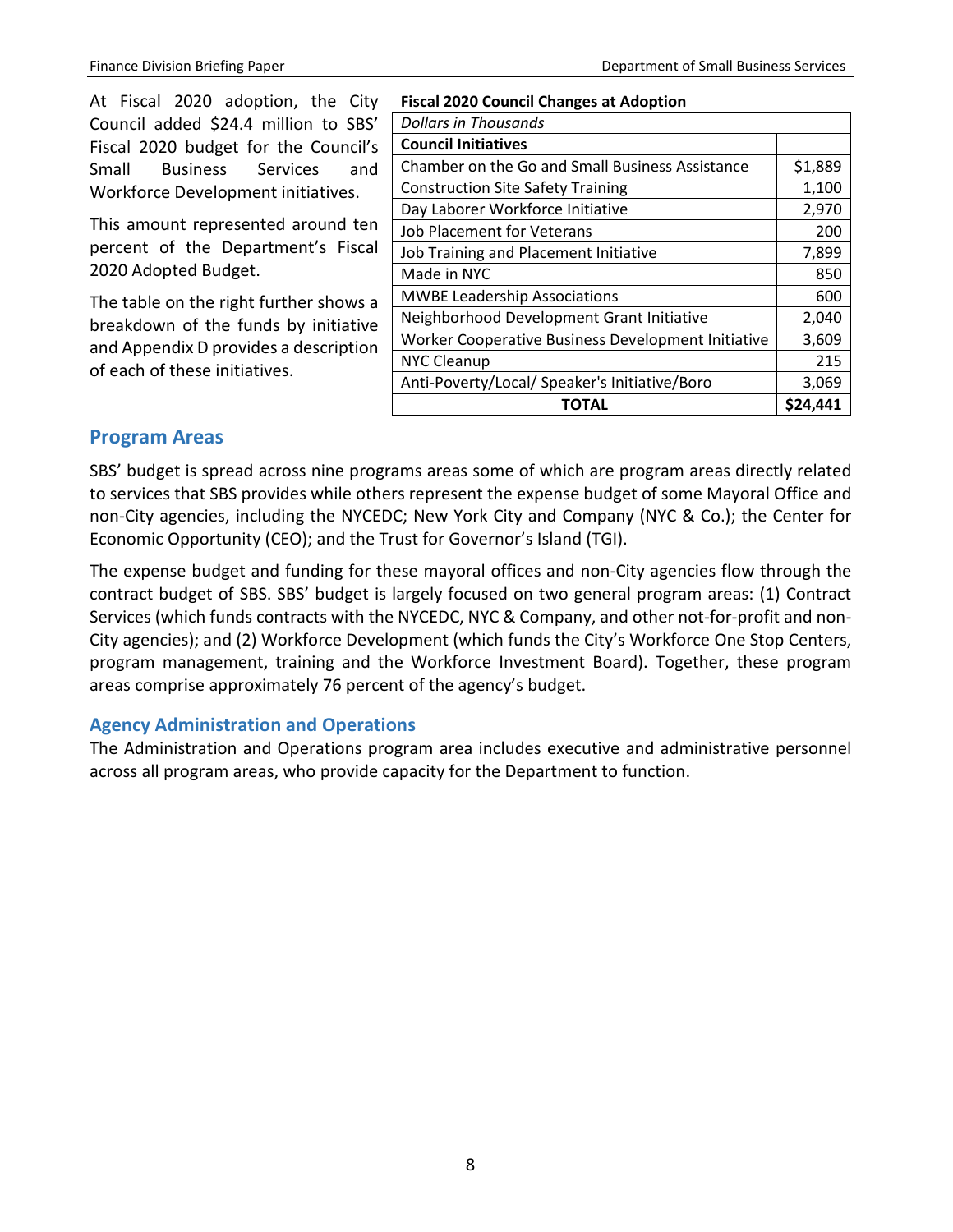At Fiscal 2020 adoption, the City Council added $24.4 million to SBS' Fiscal 2020 budget for the Council's Small Business Services and Workforce Development initiatives.

This amount represented around ten percent of the Department's Fiscal 2020 Adopted Budget.

The table on the right further shows a breakdown of the funds by initiative and Appendix D provides a description of each of these initiatives.

**Fiscal 2020 Council Changes at Adoption**

| *Dollars in Thousands* | |
|---|---|
| **Council Initiatives** | |
| Chamber on the Go and Small Business Assistance | $1,889 |
| Construction Site Safety Training | 1,100 |
| Day Laborer Workforce Initiative | 2,970 |
| Job Placement for Veterans | 200 |
| Job Training and Placement Initiative | 7,899 |
| Made in NYC | 850 |
| MWBE Leadership Associations | 600 |
| Neighborhood Development Grant Initiative | 2,040 |
| Worker Cooperative Business Development Initiative | 3,609 |
| NYC Cleanup | 215 |
| Anti-Poverty/Local/ Speaker's Initiative/Boro | 3,069 |
| **TOTAL** | **$24,441** |

## Program Areas

SBS' budget is spread across nine programs areas some of which are program areas directly related to services that SBS provides while others represent the expense budget of some Mayoral Office and non-City agencies, including the NYCEDC; New York City and Company (NYC & Co.); the Center for Economic Opportunity (CEO); and the Trust for Governor's Island (TGI).

The expense budget and funding for these mayoral offices and non-City agencies flow through the contract budget of SBS. SBS' budget is largely focused on two general program areas: (1) Contract Services (which funds contracts with the NYCEDC, NYC & Company, and other not-for-profit and non-City agencies); and (2) Workforce Development (which funds the City's Workforce One Stop Centers, program management, training and the Workforce Investment Board). Together, these program areas comprise approximately 76 percent of the agency's budget.

### Agency Administration and Operations

The Administration and Operations program area includes executive and administrative personnel across all program areas, who provide capacity for the Department to function.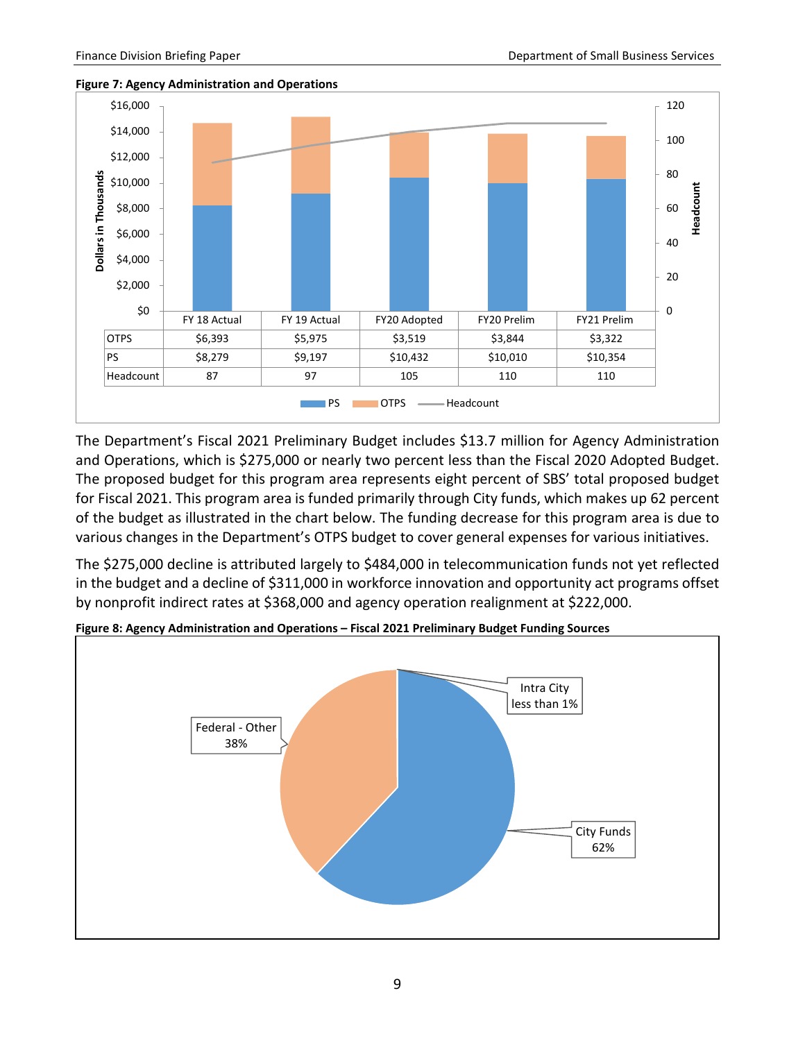**Figure 7: Agency Administration and Operations**

| | FY 18 Actual | FY 19 Actual | FY20 Adopted | FY20 Prelim | FY21 Prelim |
|---|---|---|---|---|---|
| OTPS | $6,393 | $5,975 | $3,519 | $3,844 | $3,322 |
| PS | $8,279 | $9,197 | $10,432 | $10,010 | $10,354 |
| Headcount | 87 | 97 | 105 | 110 | 110 |

The Department's Fiscal 2021 Preliminary Budget includes $13.7 million for Agency Administration and Operations, which is $275,000 or nearly two percent less than the Fiscal 2020 Adopted Budget. The proposed budget for this program area represents eight percent of SBS' total proposed budget for Fiscal 2021. This program area is funded primarily through City funds, which makes up 62 percent of the budget as illustrated in the chart below. The funding decrease for this program area is due to various changes in the Department's OTPS budget to cover general expenses for various initiatives.

The $275,000 decline is attributed largely to $484,000 in telecommunication funds not yet reflected in the budget and a decline of $311,000 in workforce innovation and opportunity act programs offset by nonprofit indirect rates at $368,000 and agency operation realignment at $222,000.

**Figure 8: Agency Administration and Operations – Fiscal 2021 Preliminary Budget Funding Sources**

| Funding Source | Share |
|---|---|
| City Funds | 62% |
| Federal - Other | 38% |
| Intra City | less than 1% |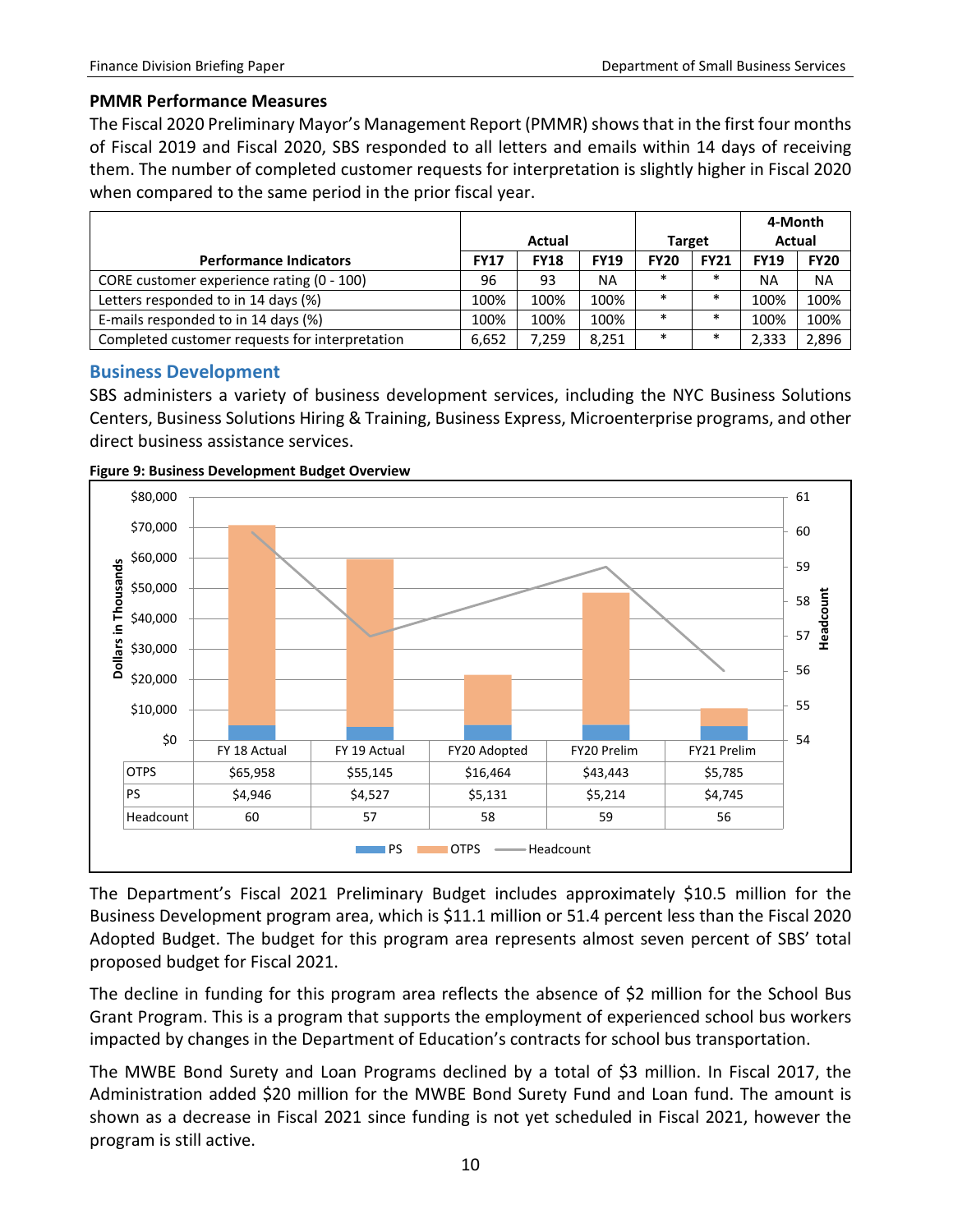**PMMR Performance Measures**

The Fiscal 2020 Preliminary Mayor's Management Report (PMMR) shows that in the first four months of Fiscal 2019 and Fiscal 2020, SBS responded to all letters and emails within 14 days of receiving them. The number of completed customer requests for interpretation is slightly higher in Fiscal 2020 when compared to the same period in the prior fiscal year.

| Performance Indicators | Actual | | | Target | | 4-Month Actual | |
|---|---|---|---|---|---|---|---|
| | FY17 | FY18 | FY19 | FY20 | FY21 | FY19 | FY20 |
| CORE customer experience rating (0 - 100) | 96 | 93 | NA | * | * | NA | NA |
| Letters responded to in 14 days (%) | 100% | 100% | 100% | * | * | 100% | 100% |
| E-mails responded to in 14 days (%) | 100% | 100% | 100% | * | * | 100% | 100% |
| Completed customer requests for interpretation | 6,652 | 7,259 | 8,251 | * | * | 2,333 | 2,896 |

## Business Development

SBS administers a variety of business development services, including the NYC Business Solutions Centers, Business Solutions Hiring & Training, Business Express, Microenterprise programs, and other direct business assistance services.

**Figure 9: Business Development Budget Overview**

| | FY 18 Actual | FY 19 Actual | FY20 Adopted | FY20 Prelim | FY21 Prelim |
|---|---|---|---|---|---|
| OTPS | $65,958 | $55,145 | $16,464 | $43,443 | $5,785 |
| PS | $4,946 | $4,527 | $5,131 | $5,214 | $4,745 |
| Headcount | 60 | 57 | 58 | 59 | 56 |

The Department's Fiscal 2021 Preliminary Budget includes approximately $10.5 million for the Business Development program area, which is $11.1 million or 51.4 percent less than the Fiscal 2020 Adopted Budget. The budget for this program area represents almost seven percent of SBS' total proposed budget for Fiscal 2021.

The decline in funding for this program area reflects the absence of $2 million for the School Bus Grant Program. This is a program that supports the employment of experienced school bus workers impacted by changes in the Department of Education's contracts for school bus transportation.

The MWBE Bond Surety and Loan Programs declined by a total of $3 million. In Fiscal 2017, the Administration added $20 million for the MWBE Bond Surety Fund and Loan fund. The amount is shown as a decrease in Fiscal 2021 since funding is not yet scheduled in Fiscal 2021, however the program is still active.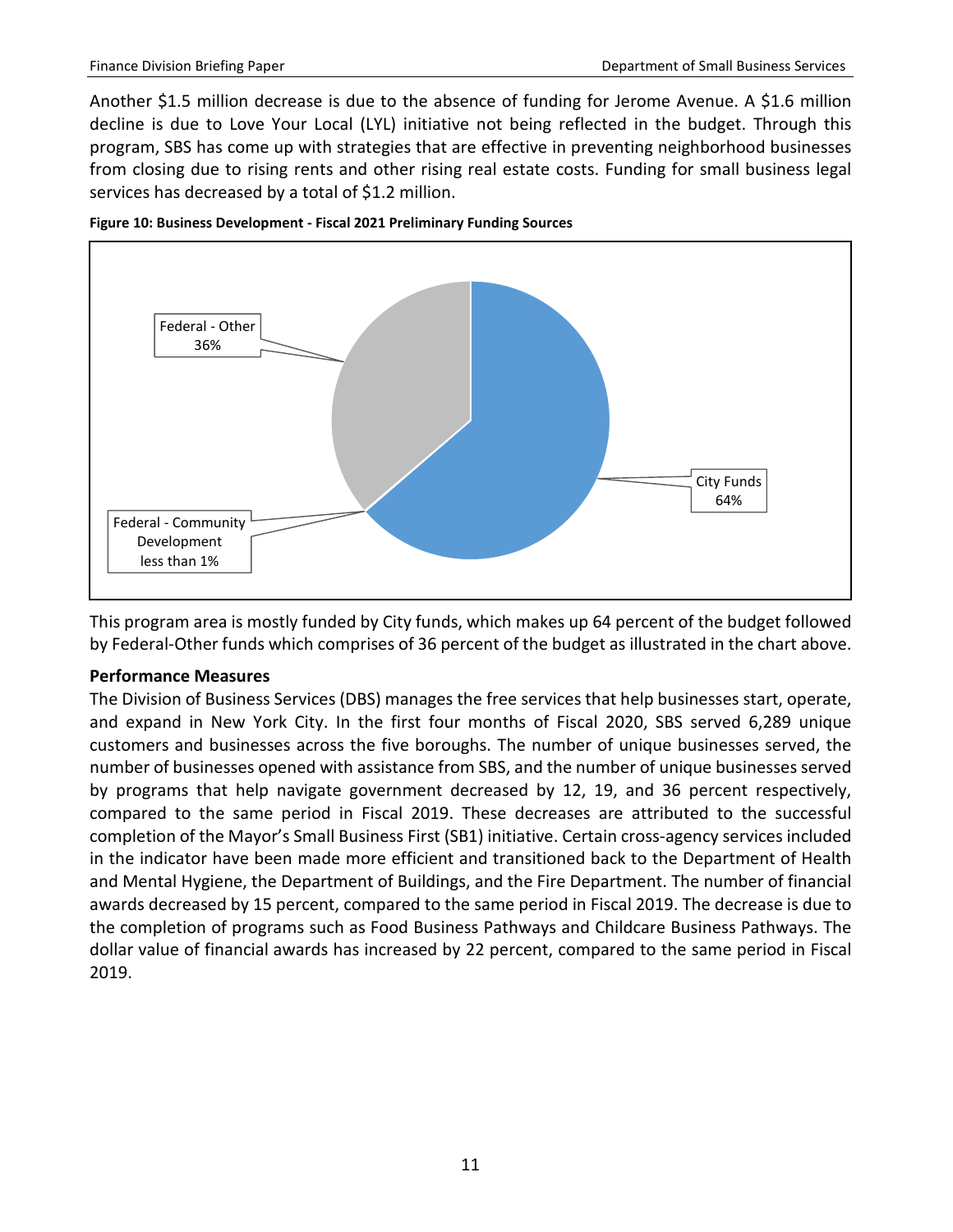Another $1.5 million decrease is due to the absence of funding for Jerome Avenue. A $1.6 million decline is due to Love Your Local (LYL) initiative not being reflected in the budget. Through this program, SBS has come up with strategies that are effective in preventing neighborhood businesses from closing due to rising rents and other rising real estate costs. Funding for small business legal services has decreased by a total of $1.2 million.

**Figure 10: Business Development - Fiscal 2021 Preliminary Funding Sources**

Federal - Other 36%

City Funds 64%

Federal - Community Development less than 1%

This program area is mostly funded by City funds, which makes up 64 percent of the budget followed by Federal-Other funds which comprises of 36 percent of the budget as illustrated in the chart above.

### Performance Measures

The Division of Business Services (DBS) manages the free services that help businesses start, operate, and expand in New York City. In the first four months of Fiscal 2020, SBS served 6,289 unique customers and businesses across the five boroughs. The number of unique businesses served, the number of businesses opened with assistance from SBS, and the number of unique businesses served by programs that help navigate government decreased by 12, 19, and 36 percent respectively, compared to the same period in Fiscal 2019. These decreases are attributed to the successful completion of the Mayor's Small Business First (SB1) initiative. Certain cross-agency services included in the indicator have been made more efficient and transitioned back to the Department of Health and Mental Hygiene, the Department of Buildings, and the Fire Department. The number of financial awards decreased by 15 percent, compared to the same period in Fiscal 2019. The decrease is due to the completion of programs such as Food Business Pathways and Childcare Business Pathways. The dollar value of financial awards has increased by 22 percent, compared to the same period in Fiscal 2019.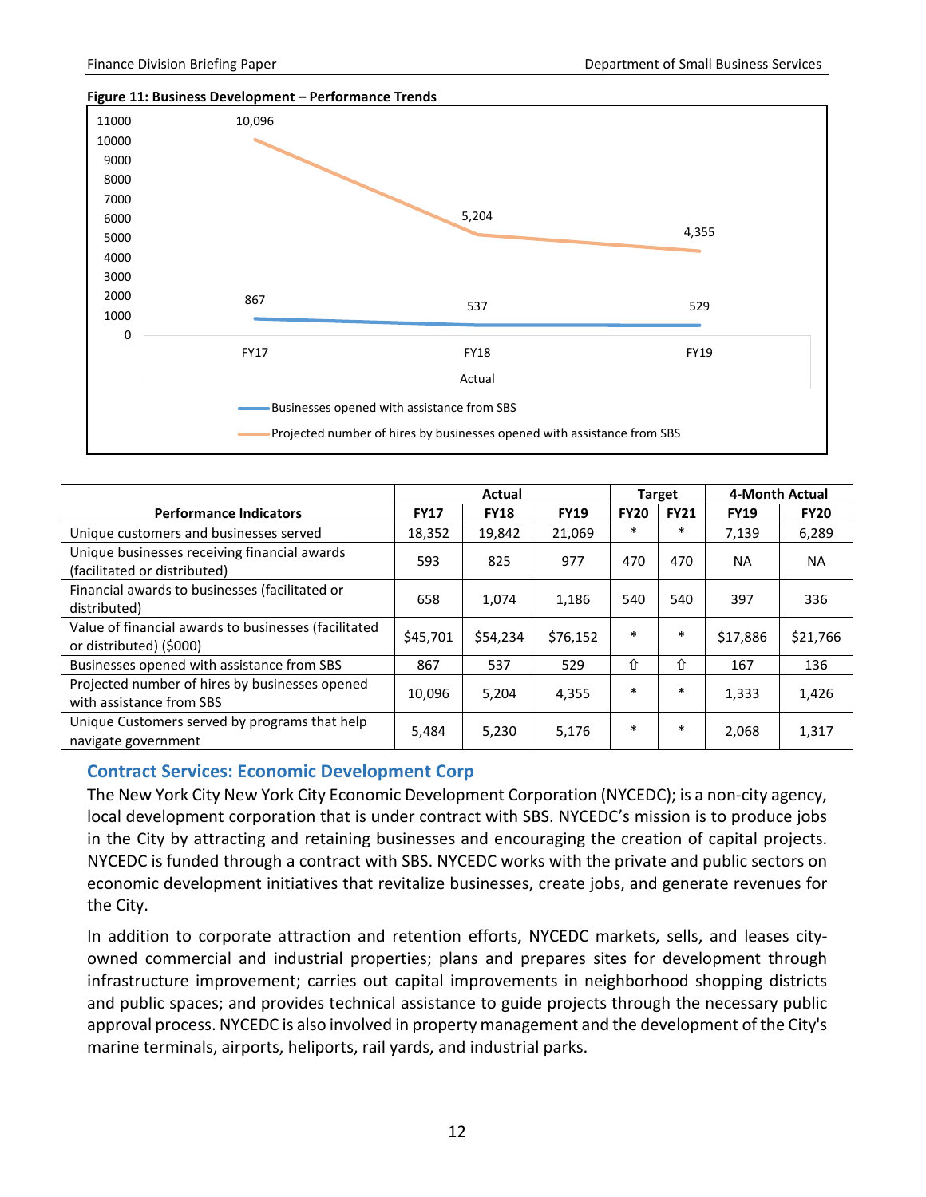**Figure 11: Business Development – Performance Trends**

| Performance Indicators | Actual | | | Target | | 4-Month Actual | |
|---|---|---|---|---|---|---|---|
| | FY17 | FY18 | FY19 | FY20 | FY21 | FY19 | FY20 |
| Unique customers and businesses served | 18,352 | 19,842 | 21,069 | * | * | 7,139 | 6,289 |
| Unique businesses receiving financial awards (facilitated or distributed) | 593 | 825 | 977 | 470 | 470 | NA | NA |
| Financial awards to businesses (facilitated or distributed) | 658 | 1,074 | 1,186 | 540 | 540 | 397 | 336 |
| Value of financial awards to businesses (facilitated or distributed) ($000) | $45,701 | $54,234 | $76,152 | * | * | $17,886 | $21,766 |
| Businesses opened with assistance from SBS | 867 | 537 | 529 | ⇧ | ⇧ | 167 | 136 |
| Projected number of hires by businesses opened with assistance from SBS | 10,096 | 5,204 | 4,355 | * | * | 1,333 | 1,426 |
| Unique Customers served by programs that help navigate government | 5,484 | 5,230 | 5,176 | * | * | 2,068 | 1,317 |

## Contract Services: Economic Development Corp

The New York City New York City Economic Development Corporation (NYCEDC); is a non-city agency, local development corporation that is under contract with SBS. NYCEDC's mission is to produce jobs in the City by attracting and retaining businesses and encouraging the creation of capital projects. NYCEDC is funded through a contract with SBS. NYCEDC works with the private and public sectors on economic development initiatives that revitalize businesses, create jobs, and generate revenues for the City.

In addition to corporate attraction and retention efforts, NYCEDC markets, sells, and leases city-owned commercial and industrial properties; plans and prepares sites for development through infrastructure improvement; carries out capital improvements in neighborhood shopping districts and public spaces; and provides technical assistance to guide projects through the necessary public approval process. NYCEDC is also involved in property management and the development of the City's marine terminals, airports, heliports, rail yards, and industrial parks.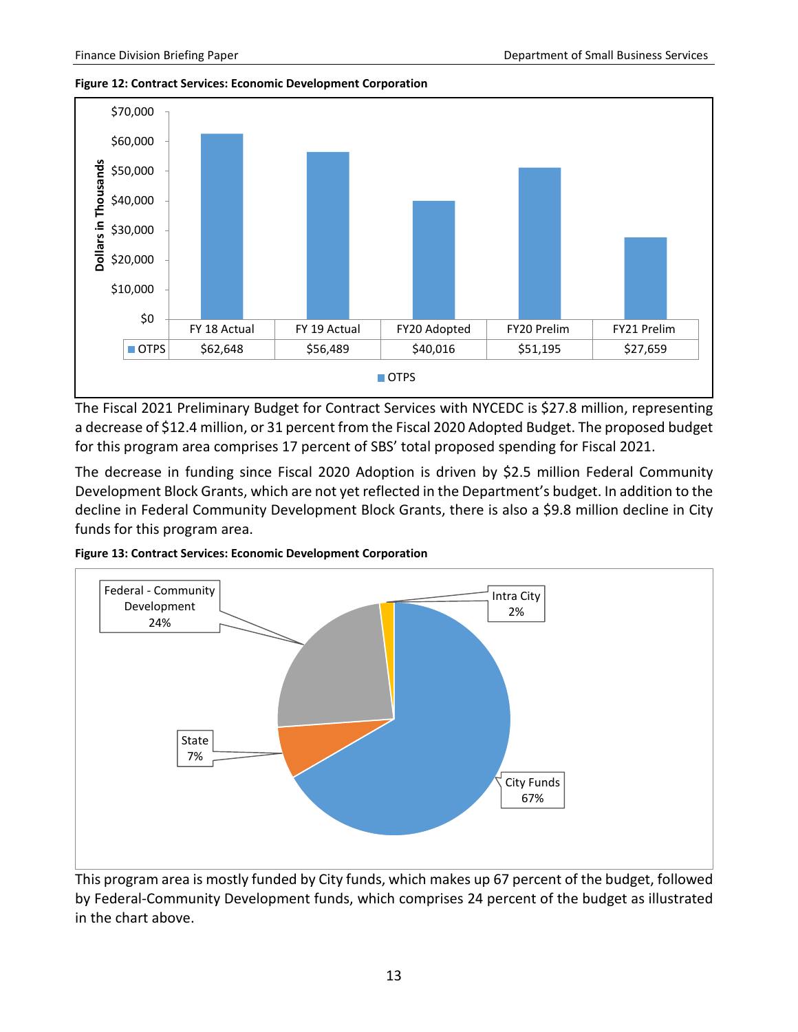**Figure 12: Contract Services: Economic Development Corporation**

*Dollars in Thousands*

| | FY 18 Actual | FY 19 Actual | FY20 Adopted | FY20 Prelim | FY21 Prelim |
|---|---|---|---|---|---|
| OTPS | $62,648 | $56,489 | $40,016 | $51,195 | $27,659 |

The Fiscal 2021 Preliminary Budget for Contract Services with NYCEDC is $27.8 million, representing a decrease of $12.4 million, or 31 percent from the Fiscal 2020 Adopted Budget. The proposed budget for this program area comprises 17 percent of SBS' total proposed spending for Fiscal 2021.

The decrease in funding since Fiscal 2020 Adoption is driven by $2.5 million Federal Community Development Block Grants, which are not yet reflected in the Department's budget. In addition to the decline in Federal Community Development Block Grants, there is also a $9.8 million decline in City funds for this program area.

**Figure 13: Contract Services: Economic Development Corporation**

| Funding Source | Share |
|---|---|
| City Funds | 67% |
| Federal - Community Development | 24% |
| State | 7% |
| Intra City | 2% |

This program area is mostly funded by City funds, which makes up 67 percent of the budget, followed by Federal-Community Development funds, which comprises 24 percent of the budget as illustrated in the chart above.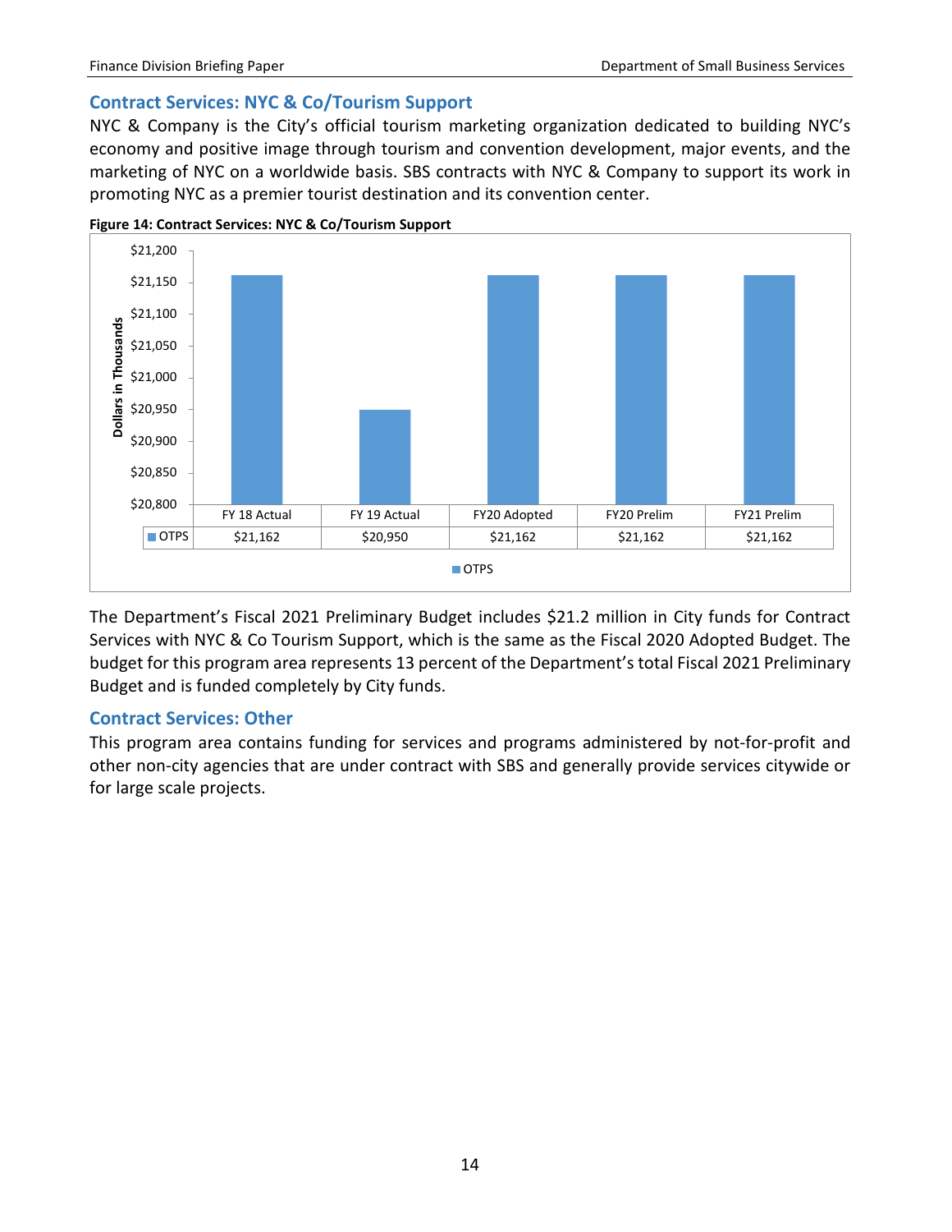## Contract Services: NYC & Co/Tourism Support

NYC & Company is the City's official tourism marketing organization dedicated to building NYC's economy and positive image through tourism and convention development, major events, and the marketing of NYC on a worldwide basis. SBS contracts with NYC & Company to support its work in promoting NYC as a premier tourist destination and its convention center.

**Figure 14: Contract Services: NYC & Co/Tourism Support**

| | FY 18 Actual | FY 19 Actual | FY20 Adopted | FY20 Prelim | FY21 Prelim |
|---|---|---|---|---|---|
| OTPS | $21,162 | $20,950 | $21,162 | $21,162 | $21,162 |

Dollars in Thousands

The Department's Fiscal 2021 Preliminary Budget includes $21.2 million in City funds for Contract Services with NYC & Co Tourism Support, which is the same as the Fiscal 2020 Adopted Budget. The budget for this program area represents 13 percent of the Department's total Fiscal 2021 Preliminary Budget and is funded completely by City funds.

## Contract Services: Other

This program area contains funding for services and programs administered by not-for-profit and other non-city agencies that are under contract with SBS and generally provide services citywide or for large scale projects.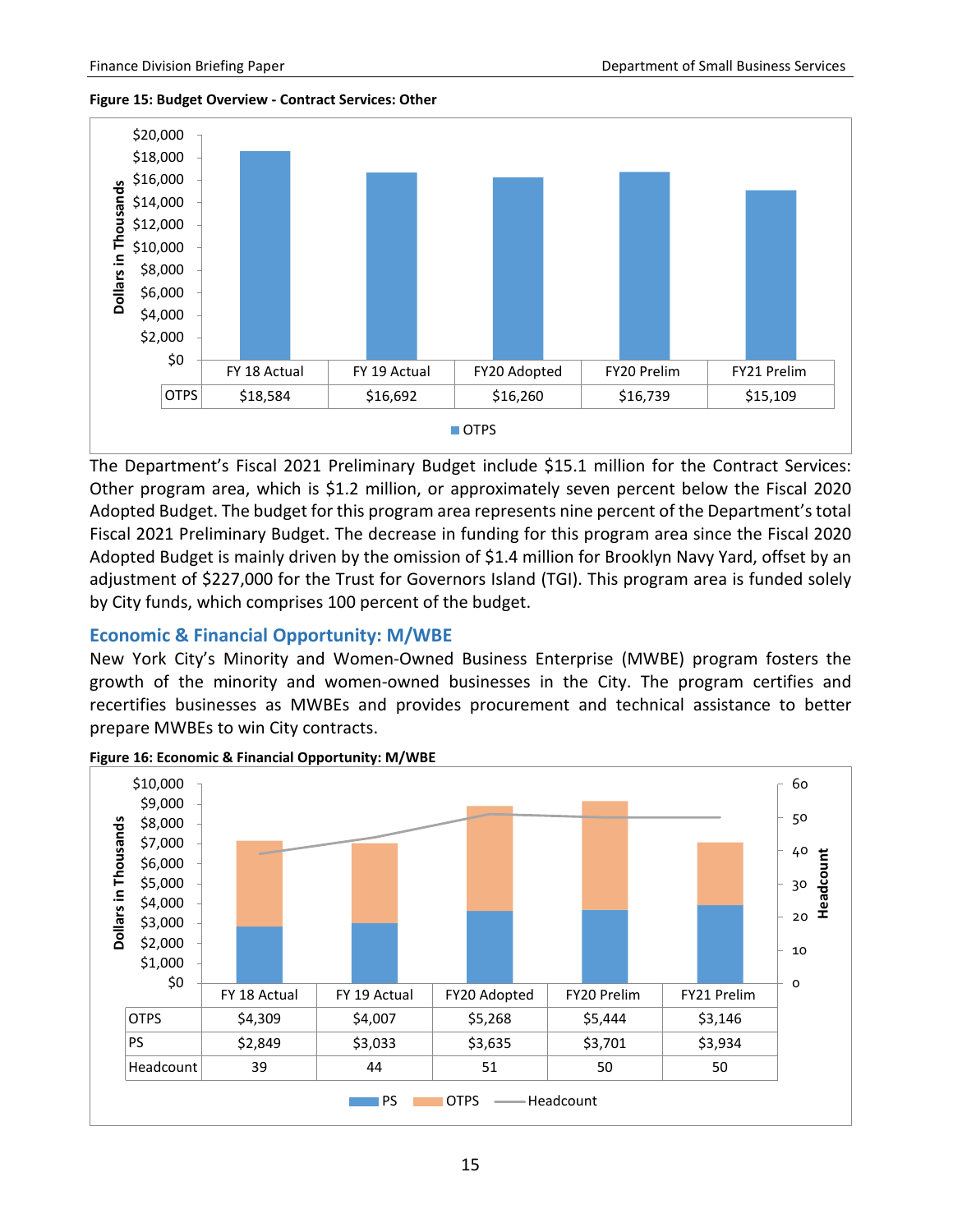**Figure 15: Budget Overview - Contract Services: Other**

| | FY 18 Actual | FY 19 Actual | FY20 Adopted | FY20 Prelim | FY21 Prelim |
|---|---|---|---|---|---|
| OTPS | $18,584 | $16,692 | $16,260 | $16,739 | $15,109 |

The Department's Fiscal 2021 Preliminary Budget include $15.1 million for the Contract Services: Other program area, which is $1.2 million, or approximately seven percent below the Fiscal 2020 Adopted Budget. The budget for this program area represents nine percent of the Department's total Fiscal 2021 Preliminary Budget. The decrease in funding for this program area since the Fiscal 2020 Adopted Budget is mainly driven by the omission of $1.4 million for Brooklyn Navy Yard, offset by an adjustment of $227,000 for the Trust for Governors Island (TGI). This program area is funded solely by City funds, which comprises 100 percent of the budget.

## Economic & Financial Opportunity: M/WBE

New York City's Minority and Women-Owned Business Enterprise (MWBE) program fosters the growth of the minority and women-owned businesses in the City. The program certifies and recertifies businesses as MWBEs and provides procurement and technical assistance to better prepare MWBEs to win City contracts.

**Figure 16: Economic & Financial Opportunity: M/WBE**

| | FY 18 Actual | FY 19 Actual | FY20 Adopted | FY20 Prelim | FY21 Prelim |
|---|---|---|---|---|---|
| OTPS | $4,309 | $4,007 | $5,268 | $5,444 | $3,146 |
| PS | $2,849 | $3,033 | $3,635 | $3,701 | $3,934 |
| Headcount | 39 | 44 | 51 | 50 | 50 |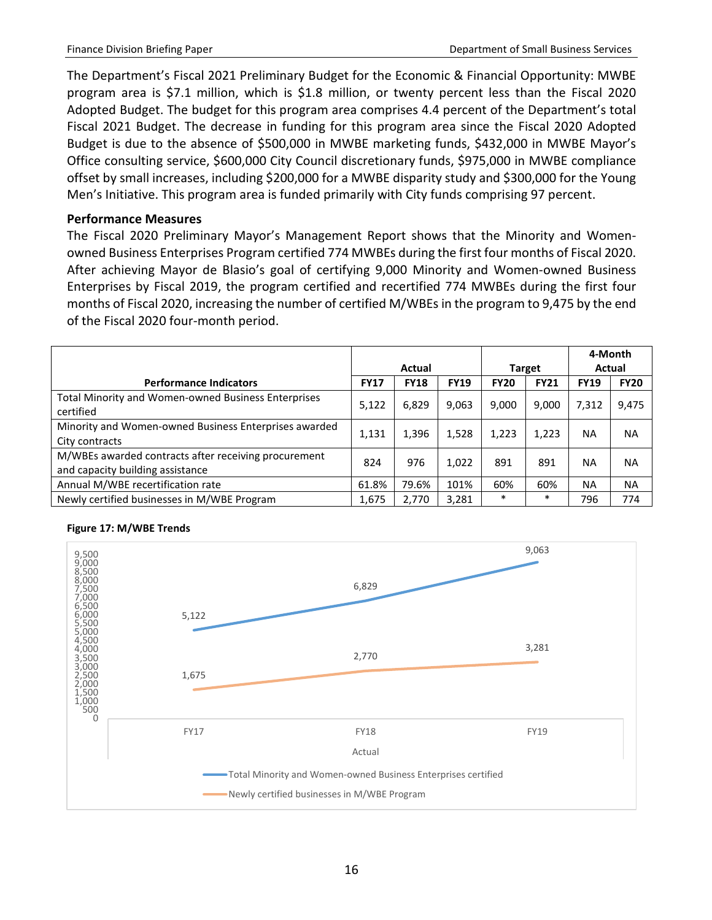The Department's Fiscal 2021 Preliminary Budget for the Economic & Financial Opportunity: MWBE program area is $7.1 million, which is $1.8 million, or twenty percent less than the Fiscal 2020 Adopted Budget. The budget for this program area comprises 4.4 percent of the Department's total Fiscal 2021 Budget. The decrease in funding for this program area since the Fiscal 2020 Adopted Budget is due to the absence of $500,000 in MWBE marketing funds, $432,000 in MWBE Mayor's Office consulting service, $600,000 City Council discretionary funds, $975,000 in MWBE compliance offset by small increases, including $200,000 for a MWBE disparity study and $300,000 for the Young Men's Initiative. This program area is funded primarily with City funds comprising 97 percent.

### Performance Measures

The Fiscal 2020 Preliminary Mayor's Management Report shows that the Minority and Women-owned Business Enterprises Program certified 774 MWBEs during the first four months of Fiscal 2020. After achieving Mayor de Blasio's goal of certifying 9,000 Minority and Women-owned Business Enterprises by Fiscal 2019, the program certified and recertified 774 MWBEs during the first four months of Fiscal 2020, increasing the number of certified M/WBEs in the program to 9,475 by the end of the Fiscal 2020 four-month period.

| | Actual | | | Target | | 4-Month Actual | |
|---|---|---|---|---|---|---|---|
| **Performance Indicators** | **FY17** | **FY18** | **FY19** | **FY20** | **FY21** | **FY19** | **FY20** |
| Total Minority and Women-owned Business Enterprises certified | 5,122 | 6,829 | 9,063 | 9,000 | 9,000 | 7,312 | 9,475 |
| Minority and Women-owned Business Enterprises awarded City contracts | 1,131 | 1,396 | 1,528 | 1,223 | 1,223 | NA | NA |
| M/WBEs awarded contracts after receiving procurement and capacity building assistance | 824 | 976 | 1,022 | 891 | 891 | NA | NA |
| Annual M/WBE recertification rate | 61.8% | 79.6% | 101% | 60% | 60% | NA | NA |
| Newly certified businesses in M/WBE Program | 1,675 | 2,770 | 3,281 | * | * | 796 | 774 |

**Figure 17: M/WBE Trends**

| Actual | FY17 | FY18 | FY19 |
|---|---|---|---|
| Total Minority and Women-owned Business Enterprises certified | 5,122 | 6,829 | 9,063 |
| Newly certified businesses in M/WBE Program | 1,675 | 2,770 | 3,281 |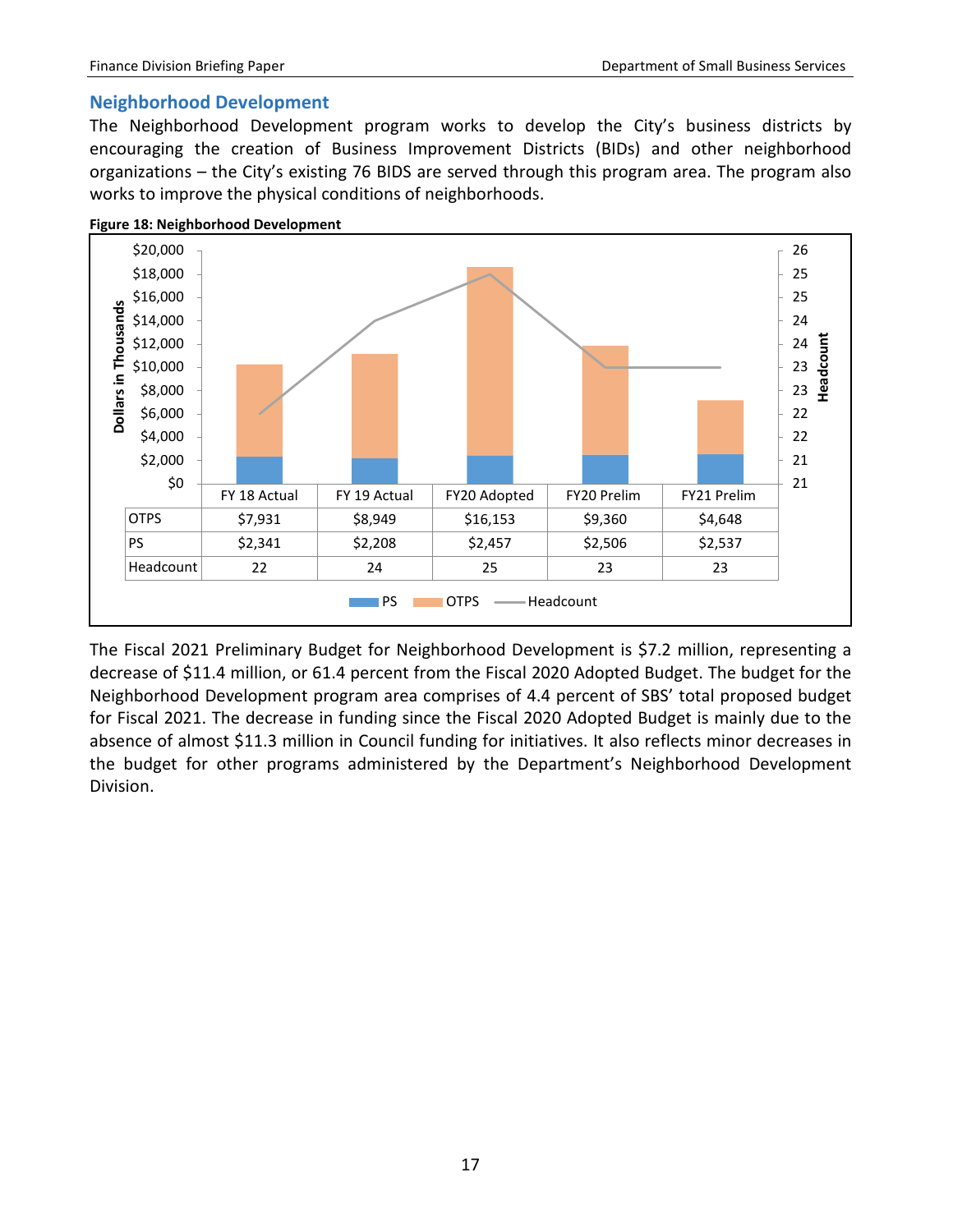## Neighborhood Development

The Neighborhood Development program works to develop the City's business districts by encouraging the creation of Business Improvement Districts (BIDs) and other neighborhood organizations – the City's existing 76 BIDS are served through this program area. The program also works to improve the physical conditions of neighborhoods.

**Figure 18: Neighborhood Development**

| | FY 18 Actual | FY 19 Actual | FY20 Adopted | FY20 Prelim | FY21 Prelim |
|---|---|---|---|---|---|
| OTPS | $7,931 | $8,949 | $16,153 | $9,360 | $4,648 |
| PS | $2,341 | $2,208 | $2,457 | $2,506 | $2,537 |
| Headcount | 22 | 24 | 25 | 23 | 23 |

The Fiscal 2021 Preliminary Budget for Neighborhood Development is $7.2 million, representing a decrease of $11.4 million, or 61.4 percent from the Fiscal 2020 Adopted Budget. The budget for the Neighborhood Development program area comprises of 4.4 percent of SBS' total proposed budget for Fiscal 2021. The decrease in funding since the Fiscal 2020 Adopted Budget is mainly due to the absence of almost $11.3 million in Council funding for initiatives. It also reflects minor decreases in the budget for other programs administered by the Department's Neighborhood Development Division.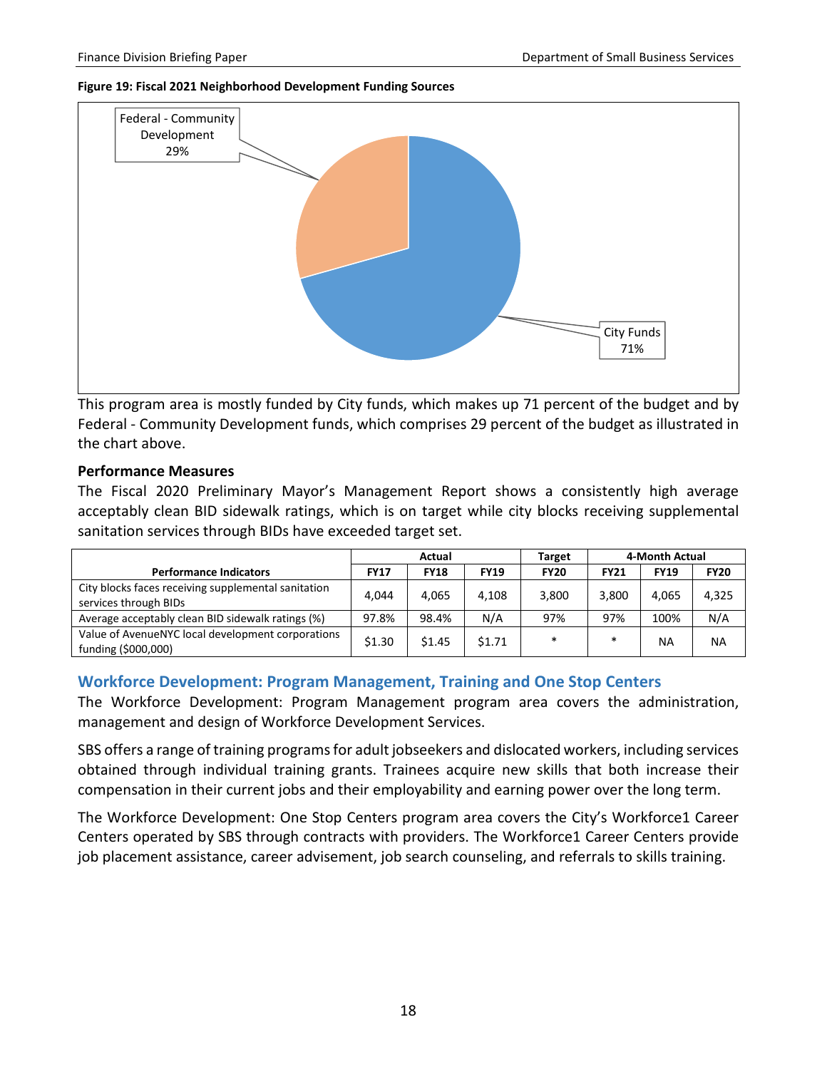**Figure 19: Fiscal 2021 Neighborhood Development Funding Sources**

Federal - Community Development 29%

City Funds 71%

This program area is mostly funded by City funds, which makes up 71 percent of the budget and by Federal - Community Development funds, which comprises 29 percent of the budget as illustrated in the chart above.

**Performance Measures**

The Fiscal 2020 Preliminary Mayor's Management Report shows a consistently high average acceptably clean BID sidewalk ratings, which is on target while city blocks receiving supplemental sanitation services through BIDs have exceeded target set.

| | Actual | | | Target | | 4-Month Actual | |
|---|---|---|---|---|---|---|---|
| **Performance Indicators** | **FY17** | **FY18** | **FY19** | **FY20** | **FY21** | **FY19** | **FY20** |
| City blocks faces receiving supplemental sanitation services through BIDs | 4,044 | 4,065 | 4,108 | 3,800 | 3,800 | 4,065 | 4,325 |
| Average acceptably clean BID sidewalk ratings (%) | 97.8% | 98.4% | N/A | 97% | 97% | 100% | N/A |
| Value of AvenueNYC local development corporations funding ($000,000) | $1.30 | $1.45 | $1.71 | * | * | NA | NA |

## Workforce Development: Program Management, Training and One Stop Centers

The Workforce Development: Program Management program area covers the administration, management and design of Workforce Development Services.

SBS offers a range of training programs for adult jobseekers and dislocated workers, including services obtained through individual training grants. Trainees acquire new skills that both increase their compensation in their current jobs and their employability and earning power over the long term.

The Workforce Development: One Stop Centers program area covers the City's Workforce1 Career Centers operated by SBS through contracts with providers. The Workforce1 Career Centers provide job placement assistance, career advisement, job search counseling, and referrals to skills training.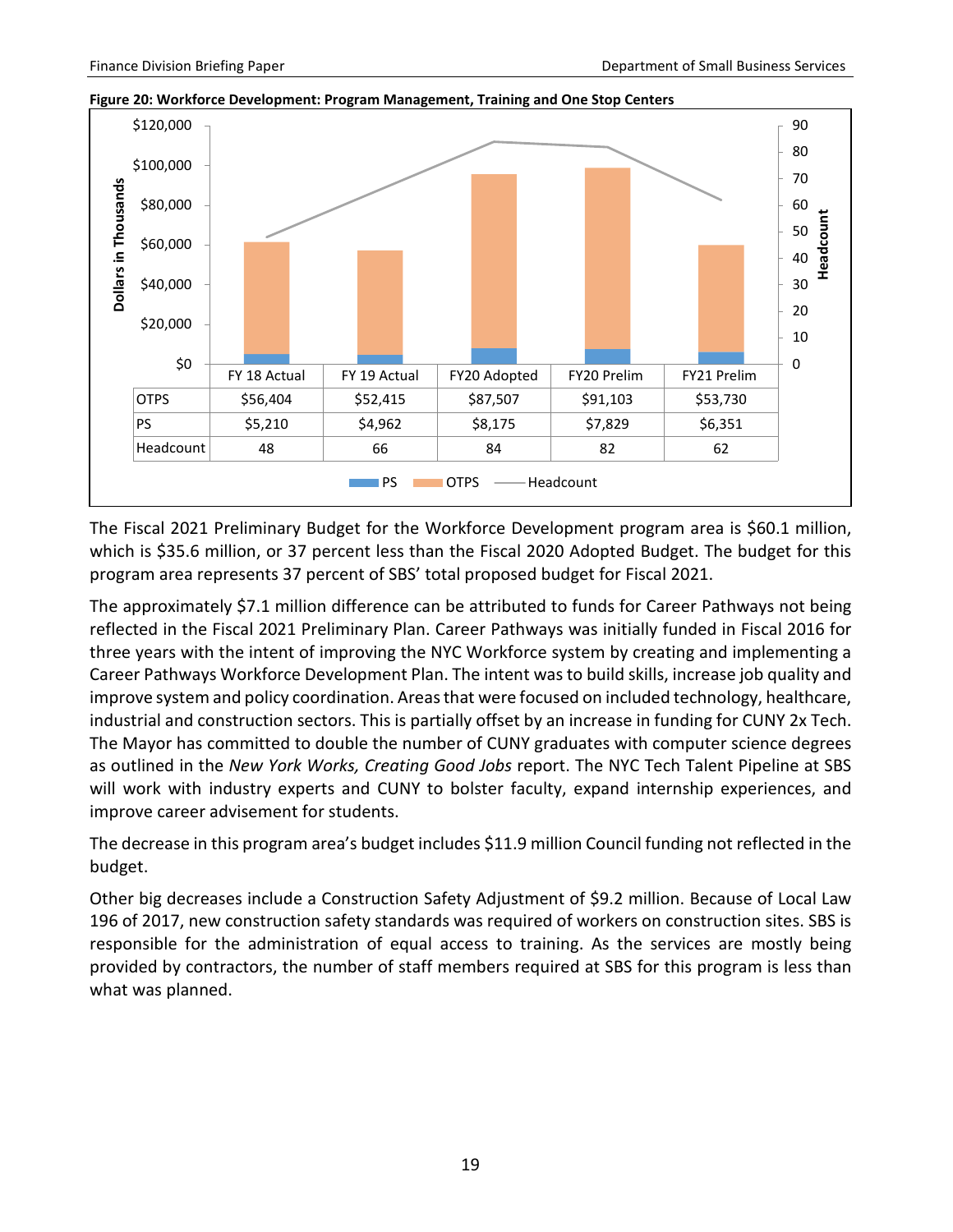**Figure 20: Workforce Development: Program Management, Training and One Stop Centers**

| | FY 18 Actual | FY 19 Actual | FY20 Adopted | FY20 Prelim | FY21 Prelim |
|---|---|---|---|---|---|
| OTPS | $56,404 | $52,415 | $87,507 | $91,103 | $53,730 |
| PS | $5,210 | $4,962 | $8,175 | $7,829 | $6,351 |
| Headcount | 48 | 66 | 84 | 82 | 62 |

The Fiscal 2021 Preliminary Budget for the Workforce Development program area is $60.1 million, which is $35.6 million, or 37 percent less than the Fiscal 2020 Adopted Budget. The budget for this program area represents 37 percent of SBS' total proposed budget for Fiscal 2021.

The approximately $7.1 million difference can be attributed to funds for Career Pathways not being reflected in the Fiscal 2021 Preliminary Plan. Career Pathways was initially funded in Fiscal 2016 for three years with the intent of improving the NYC Workforce system by creating and implementing a Career Pathways Workforce Development Plan. The intent was to build skills, increase job quality and improve system and policy coordination. Areas that were focused on included technology, healthcare, industrial and construction sectors. This is partially offset by an increase in funding for CUNY 2x Tech. The Mayor has committed to double the number of CUNY graduates with computer science degrees as outlined in the *New York Works, Creating Good Jobs* report. The NYC Tech Talent Pipeline at SBS will work with industry experts and CUNY to bolster faculty, expand internship experiences, and improve career advisement for students.

The decrease in this program area's budget includes $11.9 million Council funding not reflected in the budget.

Other big decreases include a Construction Safety Adjustment of $9.2 million. Because of Local Law 196 of 2017, new construction safety standards was required of workers on construction sites. SBS is responsible for the administration of equal access to training. As the services are mostly being provided by contractors, the number of staff members required at SBS for this program is less than what was planned.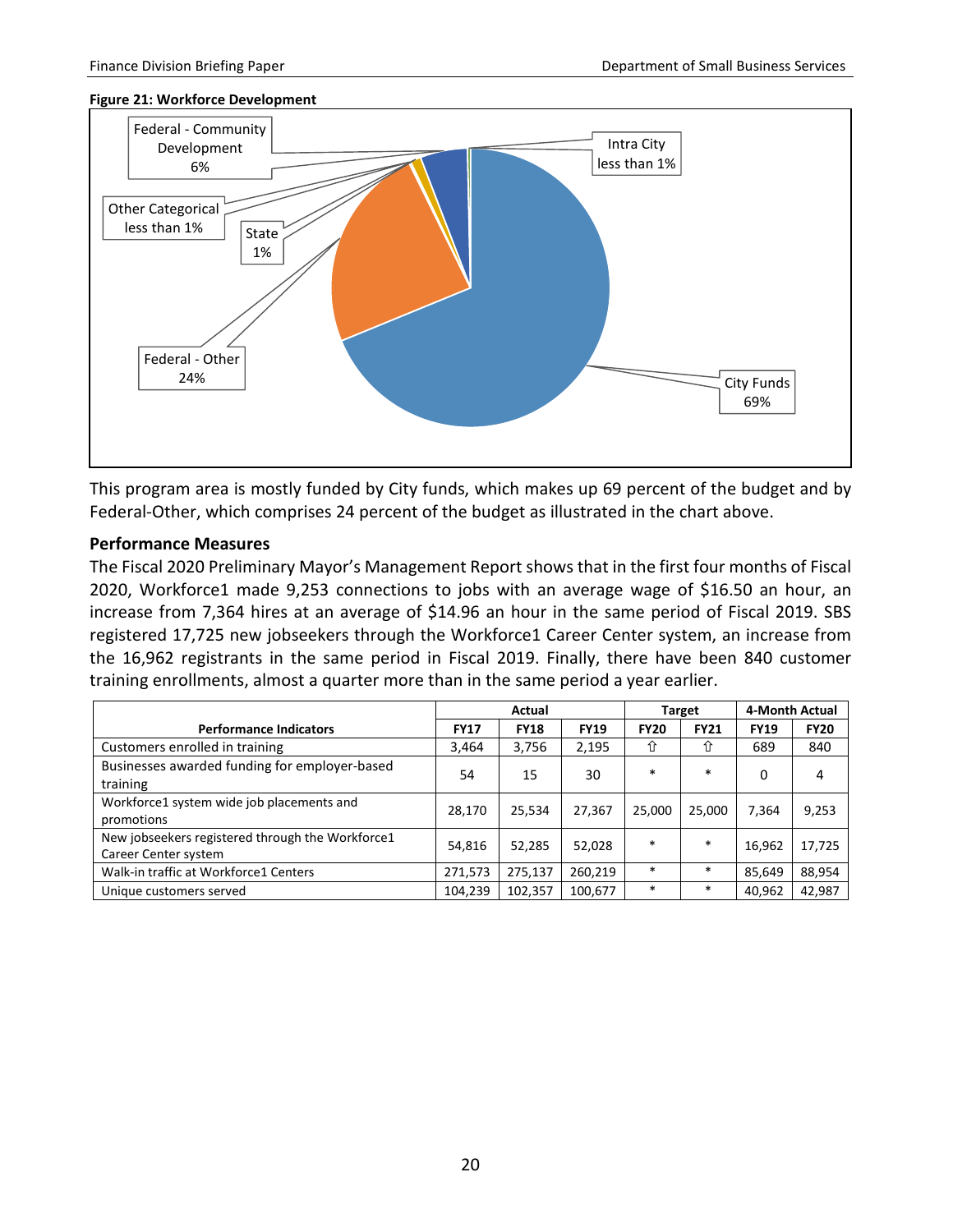**Figure 21: Workforce Development**

This program area is mostly funded by City funds, which makes up 69 percent of the budget and by Federal-Other, which comprises 24 percent of the budget as illustrated in the chart above.

### Performance Measures

The Fiscal 2020 Preliminary Mayor's Management Report shows that in the first four months of Fiscal 2020, Workforce1 made 9,253 connections to jobs with an average wage of $16.50 an hour, an increase from 7,364 hires at an average of $14.96 an hour in the same period of Fiscal 2019. SBS registered 17,725 new jobseekers through the Workforce1 Career Center system, an increase from the 16,962 registrants in the same period in Fiscal 2019. Finally, there have been 840 customer training enrollments, almost a quarter more than in the same period a year earlier.

| Performance Indicators | Actual | | | Target | | 4-Month Actual | |
|---|---|---|---|---|---|---|---|
| | FY17 | FY18 | FY19 | FY20 | FY21 | FY19 | FY20 |
| Customers enrolled in training | 3,464 | 3,756 | 2,195 | ⇧ | ⇧ | 689 | 840 |
| Businesses awarded funding for employer-based training | 54 | 15 | 30 | * | * | 0 | 4 |
| Workforce1 system wide job placements and promotions | 28,170 | 25,534 | 27,367 | 25,000 | 25,000 | 7,364 | 9,253 |
| New jobseekers registered through the Workforce1 Career Center system | 54,816 | 52,285 | 52,028 | * | * | 16,962 | 17,725 |
| Walk-in traffic at Workforce1 Centers | 271,573 | 275,137 | 260,219 | * | * | 85,649 | 88,954 |
| Unique customers served | 104,239 | 102,357 | 100,677 | * | * | 40,962 | 42,987 |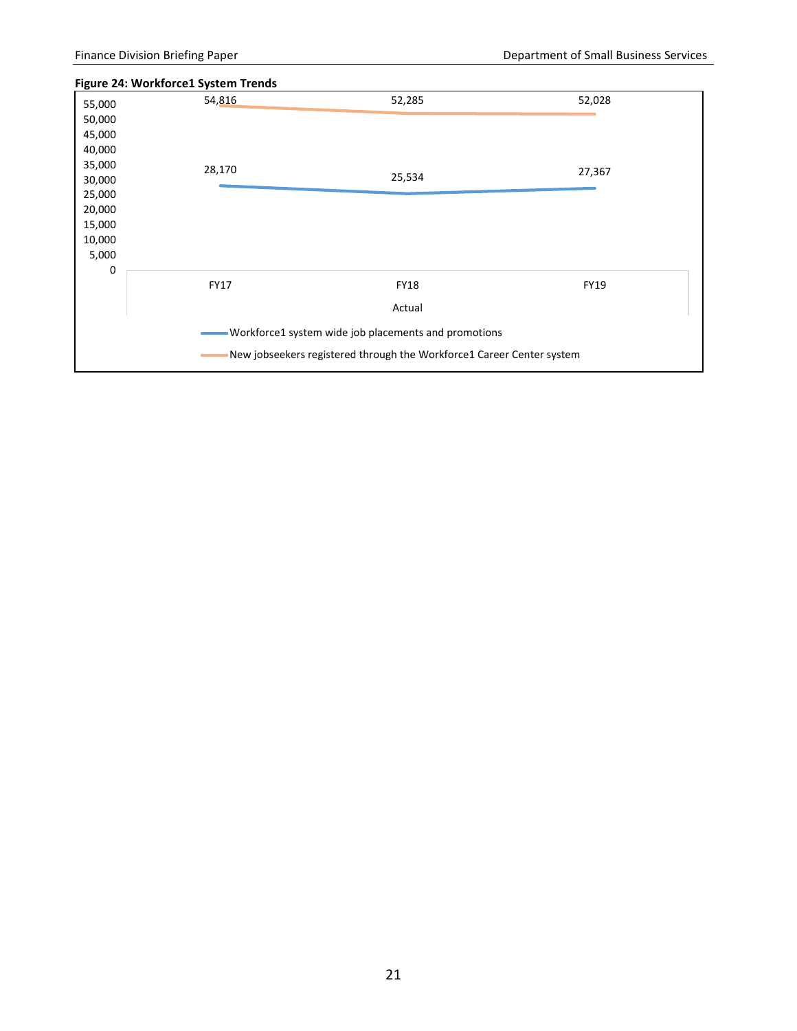**Figure 24: Workforce1 System Trends**

| Actual | FY17 | FY18 | FY19 |
|---|---|---|---|
| Workforce1 system wide job placements and promotions | 28,170 | 25,534 | 27,367 |
| New jobseekers registered through the Workforce1 Career Center system | 54,816 | 52,285 | 52,028 |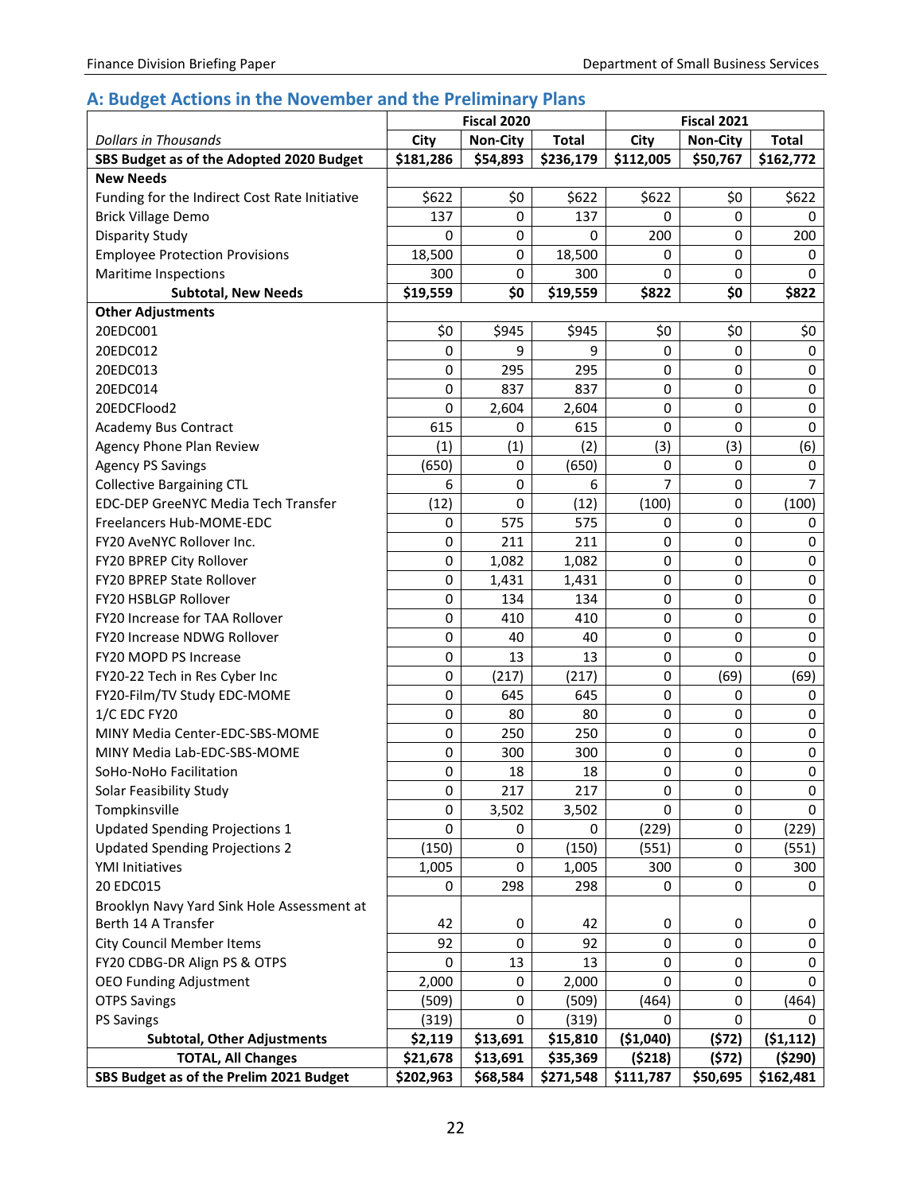## A: Budget Actions in the November and the Preliminary Plans

| | Fiscal 2020 | | | Fiscal 2021 | | |
|---|---|---|---|---|---|---|
| *Dollars in Thousands* | **City** | **Non-City** | **Total** | **City** | **Non-City** | **Total** |
| **SBS Budget as of the Adopted 2020 Budget** | **$181,286** | **$54,893** | **$236,179** | **$112,005** | **$50,767** | **$162,772** |
| **New Needs** | | | | | | |
| Funding for the Indirect Cost Rate Initiative | $622 | $0 | $622 | $622 | $0 | $622 |
| Brick Village Demo | 137 | 0 | 137 | 0 | 0 | 0 |
| Disparity Study | 0 | 0 | 0 | 200 | 0 | 200 |
| Employee Protection Provisions | 18,500 | 0 | 18,500 | 0 | 0 | 0 |
| Maritime Inspections | 300 | 0 | 300 | 0 | 0 | 0 |
| **Subtotal, New Needs** | **$19,559** | **$0** | **$19,559** | **$822** | **$0** | **$822** |
| **Other Adjustments** | | | | | | |
| 20EDC001 | $0 | $945 | $945 | $0 | $0 | $0 |
| 20EDC012 | 0 | 9 | 9 | 0 | 0 | 0 |
| 20EDC013 | 0 | 295 | 295 | 0 | 0 | 0 |
| 20EDC014 | 0 | 837 | 837 | 0 | 0 | 0 |
| 20EDCFlood2 | 0 | 2,604 | 2,604 | 0 | 0 | 0 |
| Academy Bus Contract | 615 | 0 | 615 | 0 | 0 | 0 |
| Agency Phone Plan Review | (1) | (1) | (2) | (3) | (3) | (6) |
| Agency PS Savings | (650) | 0 | (650) | 0 | 0 | 0 |
| Collective Bargaining CTL | 6 | 0 | 6 | 7 | 0 | 7 |
| EDC-DEP GreeNYC Media Tech Transfer | (12) | 0 | (12) | (100) | 0 | (100) |
| Freelancers Hub-MOME-EDC | 0 | 575 | 575 | 0 | 0 | 0 |
| FY20 AveNYC Rollover Inc. | 0 | 211 | 211 | 0 | 0 | 0 |
| FY20 BPREP City Rollover | 0 | 1,082 | 1,082 | 0 | 0 | 0 |
| FY20 BPREP State Rollover | 0 | 1,431 | 1,431 | 0 | 0 | 0 |
| FY20 HSBLGP Rollover | 0 | 134 | 134 | 0 | 0 | 0 |
| FY20 Increase for TAA Rollover | 0 | 410 | 410 | 0 | 0 | 0 |
| FY20 Increase NDWG Rollover | 0 | 40 | 40 | 0 | 0 | 0 |
| FY20 MOPD PS Increase | 0 | 13 | 13 | 0 | 0 | 0 |
| FY20-22 Tech in Res Cyber Inc | 0 | (217) | (217) | 0 | (69) | (69) |
| FY20-Film/TV Study EDC-MOME | 0 | 645 | 645 | 0 | 0 | 0 |
| 1/C EDC FY20 | 0 | 80 | 80 | 0 | 0 | 0 |
| MINY Media Center-EDC-SBS-MOME | 0 | 250 | 250 | 0 | 0 | 0 |
| MINY Media Lab-EDC-SBS-MOME | 0 | 300 | 300 | 0 | 0 | 0 |
| SoHo-NoHo Facilitation | 0 | 18 | 18 | 0 | 0 | 0 |
| Solar Feasibility Study | 0 | 217 | 217 | 0 | 0 | 0 |
| Tompkinsville | 0 | 3,502 | 3,502 | 0 | 0 | 0 |
| Updated Spending Projections 1 | 0 | 0 | 0 | (229) | 0 | (229) |
| Updated Spending Projections 2 | (150) | 0 | (150) | (551) | 0 | (551) |
| YMI Initiatives | 1,005 | 0 | 1,005 | 300 | 0 | 300 |
| 20 EDC015 | 0 | 298 | 298 | 0 | 0 | 0 |
| Brooklyn Navy Yard Sink Hole Assessment at Berth 14 A Transfer | 42 | 0 | 42 | 0 | 0 | 0 |
| City Council Member Items | 92 | 0 | 92 | 0 | 0 | 0 |
| FY20 CDBG-DR Align PS & OTPS | 0 | 13 | 13 | 0 | 0 | 0 |
| OEO Funding Adjustment | 2,000 | 0 | 2,000 | 0 | 0 | 0 |
| OTPS Savings | (509) | 0 | (509) | (464) | 0 | (464) |
| PS Savings | (319) | 0 | (319) | 0 | 0 | 0 |
| **Subtotal, Other Adjustments** | **$2,119** | **$13,691** | **$15,810** | **($1,040)** | **($72)** | **($1,112)** |
| **TOTAL, All Changes** | **$21,678** | **$13,691** | **$35,369** | **($218)** | **($72)** | **($290)** |
| **SBS Budget as of the Prelim 2021 Budget** | **$202,963** | **$68,584** | **$271,548** | **$111,787** | **$50,695** | **$162,481** |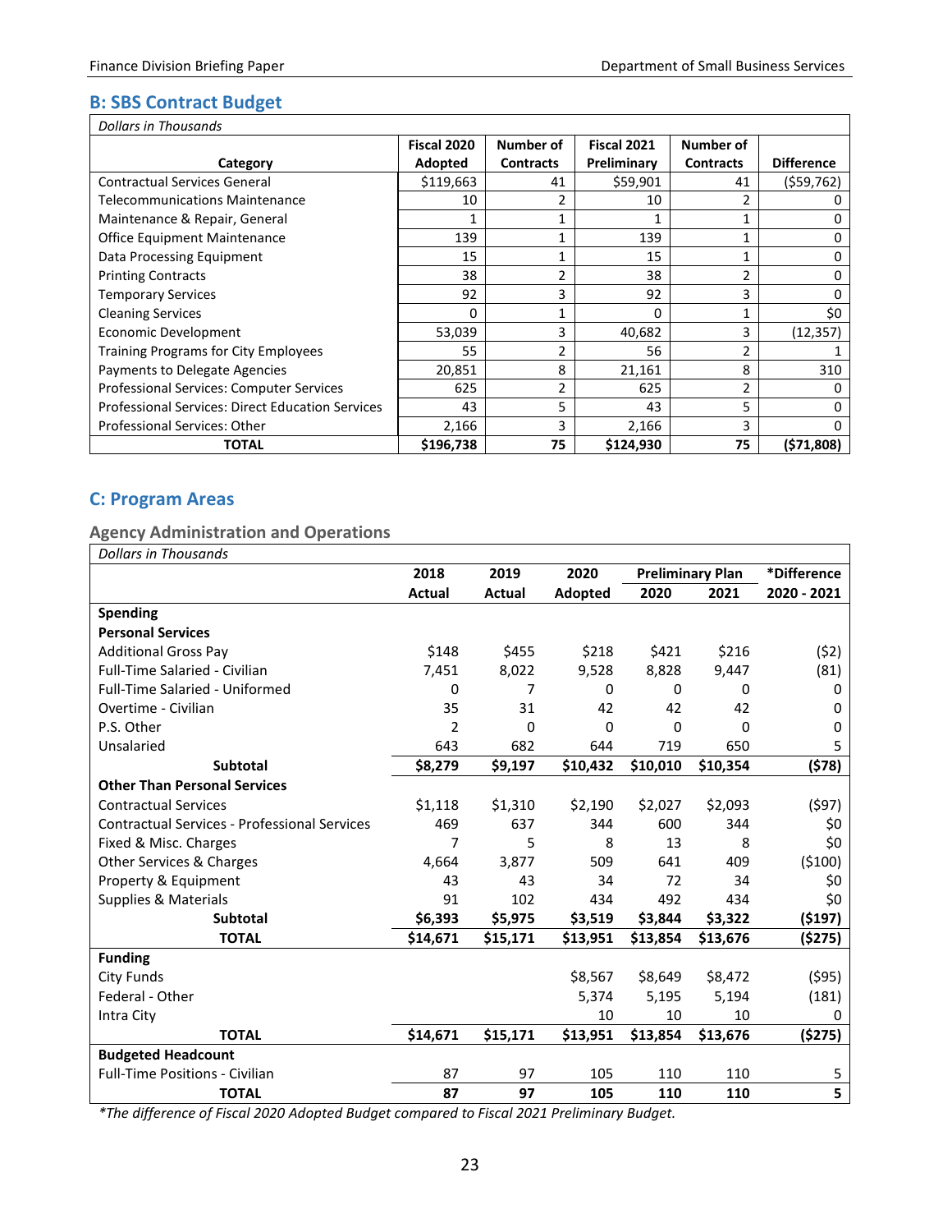## B: SBS Contract Budget

| *Dollars in Thousands* | | | | | |
|---|---|---|---|---|---|
| Category | Fiscal 2020 Adopted | Number of Contracts | Fiscal 2021 Preliminary | Number of Contracts | Difference |
| Contractual Services General | $119,663 | 41 | $59,901 | 41 | ($59,762) |
| Telecommunications Maintenance | 10 | 2 | 10 | 2 | 0 |
| Maintenance & Repair, General | 1 | 1 | 1 | 1 | 0 |
| Office Equipment Maintenance | 139 | 1 | 139 | 1 | 0 |
| Data Processing Equipment | 15 | 1 | 15 | 1 | 0 |
| Printing Contracts | 38 | 2 | 38 | 2 | 0 |
| Temporary Services | 92 | 3 | 92 | 3 | 0 |
| Cleaning Services | 0 | 1 | 0 | 1 | $0 |
| Economic Development | 53,039 | 3 | 40,682 | 3 | (12,357) |
| Training Programs for City Employees | 55 | 2 | 56 | 2 | 1 |
| Payments to Delegate Agencies | 20,851 | 8 | 21,161 | 8 | 310 |
| Professional Services: Computer Services | 625 | 2 | 625 | 2 | 0 |
| Professional Services: Direct Education Services | 43 | 5 | 43 | 5 | 0 |
| Professional Services: Other | 2,166 | 3 | 2,166 | 3 | 0 |
| **TOTAL** | **$196,738** | **75** | **$124,930** | **75** | **($71,808)** |

## C: Program Areas

### Agency Administration and Operations

| *Dollars in Thousands* | | | | | | |
|---|---|---|---|---|---|---|
| | 2018 | 2019 | 2020 | Preliminary Plan | | *Difference |
| | Actual | Actual | Adopted | 2020 | 2021 | 2020 - 2021 |
| **Spending** | | | | | | |
| **Personal Services** | | | | | | |
| Additional Gross Pay | $148 | $455 | $218 | $421 | $216 | ($2) |
| Full-Time Salaried - Civilian | 7,451 | 8,022 | 9,528 | 8,828 | 9,447 | (81) |
| Full-Time Salaried - Uniformed | 0 | 7 | 0 | 0 | 0 | 0 |
| Overtime - Civilian | 35 | 31 | 42 | 42 | 42 | 0 |
| P.S. Other | 2 | 0 | 0 | 0 | 0 | 0 |
| Unsalaried | 643 | 682 | 644 | 719 | 650 | 5 |
| **Subtotal** | **$8,279** | **$9,197** | **$10,432** | **$10,010** | **$10,354** | **($78)** |
| **Other Than Personal Services** | | | | | | |
| Contractual Services | $1,118 | $1,310 | $2,190 | $2,027 | $2,093 | ($97) |
| Contractual Services - Professional Services | 469 | 637 | 344 | 600 | 344 | $0 |
| Fixed & Misc. Charges | 7 | 5 | 8 | 13 | 8 | $0 |
| Other Services & Charges | 4,664 | 3,877 | 509 | 641 | 409 | ($100) |
| Property & Equipment | 43 | 43 | 34 | 72 | 34 | $0 |
| Supplies & Materials | 91 | 102 | 434 | 492 | 434 | $0 |
| **Subtotal** | **$6,393** | **$5,975** | **$3,519** | **$3,844** | **$3,322** | **($197)** |
| **TOTAL** | **$14,671** | **$15,171** | **$13,951** | **$13,854** | **$13,676** | **($275)** |
| **Funding** | | | | | | |
| City Funds | | | $8,567 | $8,649 | $8,472 | ($95) |
| Federal - Other | | | 5,374 | 5,195 | 5,194 | (181) |
| Intra City | | | 10 | 10 | 10 | 0 |
| **TOTAL** | **$14,671** | **$15,171** | **$13,951** | **$13,854** | **$13,676** | **($275)** |
| **Budgeted Headcount** | | | | | | |
| Full-Time Positions - Civilian | 87 | 97 | 105 | 110 | 110 | 5 |
| **TOTAL** | **87** | **97** | **105** | **110** | **110** | **5** |

*\*The difference of Fiscal 2020 Adopted Budget compared to Fiscal 2021 Preliminary Budget.*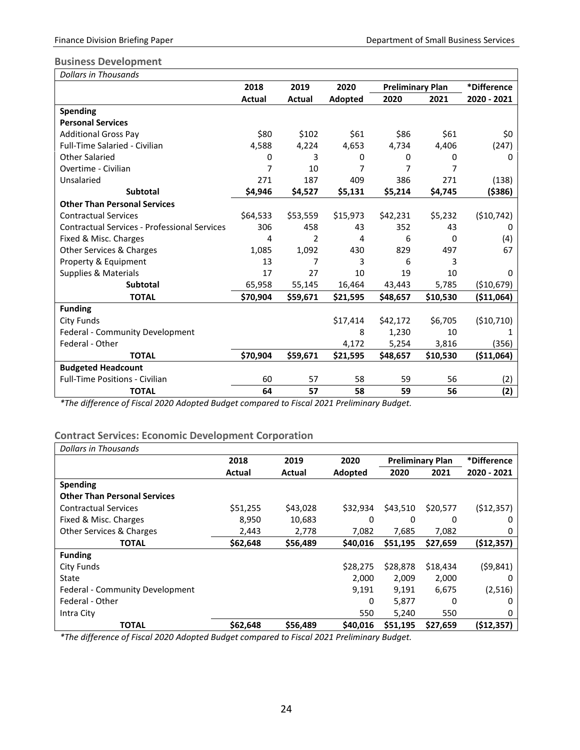## Business Development

| *Dollars in Thousands* | | | | | | |
|---|---|---|---|---|---|---|
| | 2018 | 2019 | 2020 | Preliminary Plan | | *Difference |
| | Actual | Actual | Adopted | 2020 | 2021 | 2020 - 2021 |
| **Spending** | | | | | | |
| **Personal Services** | | | | | | |
| Additional Gross Pay | $80 | $102 | $61 | $86 | $61 | $0 |
| Full-Time Salaried - Civilian | 4,588 | 4,224 | 4,653 | 4,734 | 4,406 | (247) |
| Other Salaried | 0 | 3 | 0 | 0 | 0 | 0 |
| Overtime - Civilian | 7 | 10 | 7 | 7 | 7 | |
| Unsalaried | 271 | 187 | 409 | 386 | 271 | (138) |
| **Subtotal** | **$4,946** | **$4,527** | **$5,131** | **$5,214** | **$4,745** | **($386)** |
| **Other Than Personal Services** | | | | | | |
| Contractual Services | $64,533 | $53,559 | $15,973 | $42,231 | $5,232 | ($10,742) |
| Contractual Services - Professional Services | 306 | 458 | 43 | 352 | 43 | 0 |
| Fixed & Misc. Charges | 4 | 2 | 4 | 6 | 0 | (4) |
| Other Services & Charges | 1,085 | 1,092 | 430 | 829 | 497 | 67 |
| Property & Equipment | 13 | 7 | 3 | 6 | 3 | |
| Supplies & Materials | 17 | 27 | 10 | 19 | 10 | 0 |
| **Subtotal** | 65,958 | 55,145 | 16,464 | 43,443 | 5,785 | ($10,679) |
| **TOTAL** | **$70,904** | **$59,671** | **$21,595** | **$48,657** | **$10,530** | **($11,064)** |
| **Funding** | | | | | | |
| City Funds | | | $17,414 | $42,172 | $6,705 | ($10,710) |
| Federal - Community Development | | | 8 | 1,230 | 10 | 1 |
| Federal - Other | | | 4,172 | 5,254 | 3,816 | (356) |
| **TOTAL** | **$70,904** | **$59,671** | **$21,595** | **$48,657** | **$10,530** | **($11,064)** |
| **Budgeted Headcount** | | | | | | |
| Full-Time Positions - Civilian | 60 | 57 | 58 | 59 | 56 | (2) |
| **TOTAL** | **64** | **57** | **58** | **59** | **56** | **(2)** |

*\*The difference of Fiscal 2020 Adopted Budget compared to Fiscal 2021 Preliminary Budget.*

## Contract Services: Economic Development Corporation

| *Dollars in Thousands* | | | | | | |
|---|---|---|---|---|---|---|
| | 2018 | 2019 | 2020 | Preliminary Plan | | *Difference |
| | Actual | Actual | Adopted | 2020 | 2021 | 2020 - 2021 |
| **Spending** | | | | | | |
| **Other Than Personal Services** | | | | | | |
| Contractual Services | $51,255 | $43,028 | $32,934 | $43,510 | $20,577 | ($12,357) |
| Fixed & Misc. Charges | 8,950 | 10,683 | 0 | 0 | 0 | 0 |
| Other Services & Charges | 2,443 | 2,778 | 7,082 | 7,685 | 7,082 | 0 |
| **TOTAL** | **$62,648** | **$56,489** | **$40,016** | **$51,195** | **$27,659** | **($12,357)** |
| **Funding** | | | | | | |
| City Funds | | | $28,275 | $28,878 | $18,434 | ($9,841) |
| State | | | 2,000 | 2,009 | 2,000 | 0 |
| Federal - Community Development | | | 9,191 | 9,191 | 6,675 | (2,516) |
| Federal - Other | | | 0 | 5,877 | 0 | 0 |
| Intra City | | | 550 | 5,240 | 550 | 0 |
| **TOTAL** | **$62,648** | **$56,489** | **$40,016** | **$51,195** | **$27,659** | **($12,357)** |

*\*The difference of Fiscal 2020 Adopted Budget compared to Fiscal 2021 Preliminary Budget.*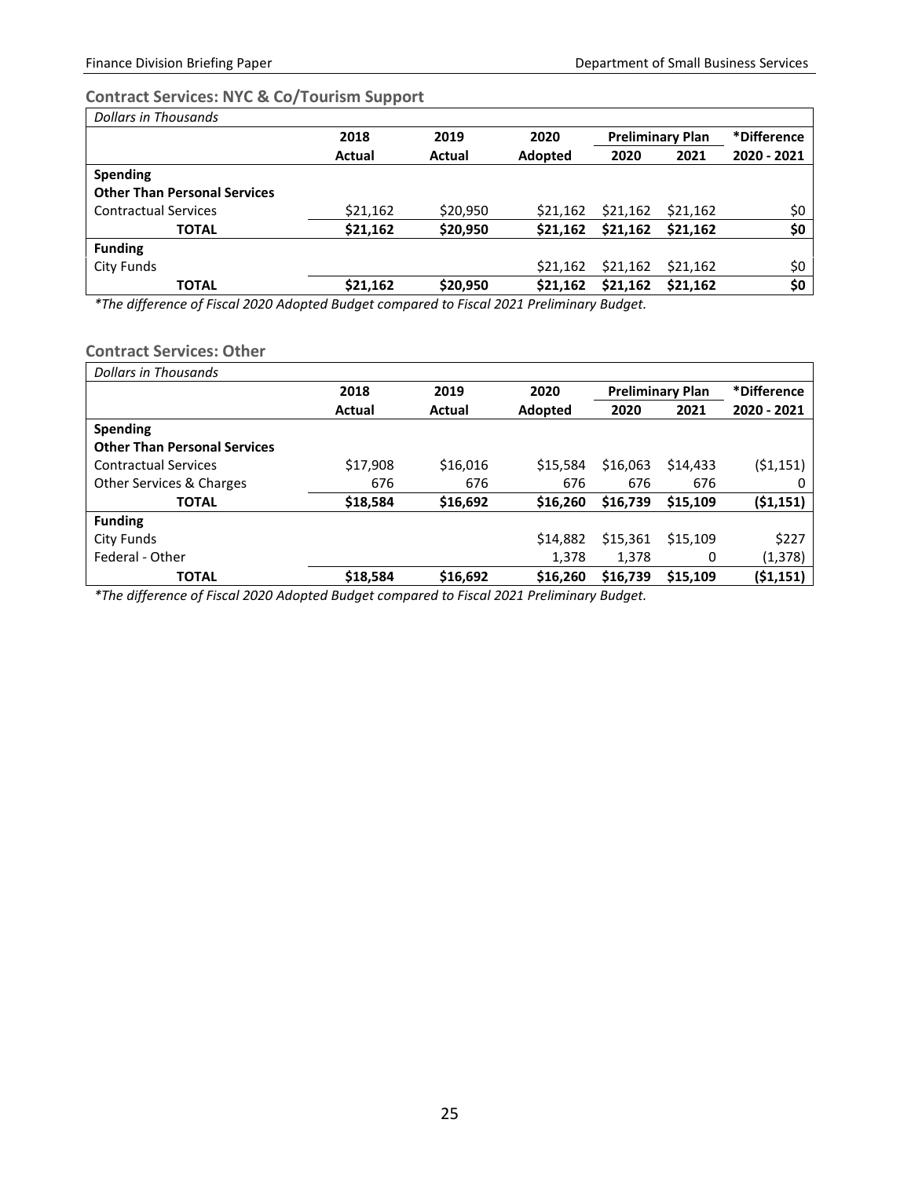### Contract Services: NYC & Co/Tourism Support

| *Dollars in Thousands* | | | | | | |
|---|---|---|---|---|---|---|
| | 2018 | 2019 | 2020 | Preliminary Plan | | *Difference |
| | Actual | Actual | Adopted | 2020 | 2021 | 2020 - 2021 |
| **Spending** | | | | | | |
| **Other Than Personal Services** | | | | | | |
| Contractual Services | $21,162 | $20,950 | $21,162 | $21,162 | $21,162 | $0 |
| **TOTAL** | **$21,162** | **$20,950** | **$21,162** | **$21,162** | **$21,162** | **$0** |
| **Funding** | | | | | | |
| City Funds | | | $21,162 | $21,162 | $21,162 | $0 |
| **TOTAL** | **$21,162** | **$20,950** | **$21,162** | **$21,162** | **$21,162** | **$0** |

*\*The difference of Fiscal 2020 Adopted Budget compared to Fiscal 2021 Preliminary Budget.*

### Contract Services: Other

| *Dollars in Thousands* | | | | | | |
|---|---|---|---|---|---|---|
| | 2018 | 2019 | 2020 | Preliminary Plan | | *Difference |
| | Actual | Actual | Adopted | 2020 | 2021 | 2020 - 2021 |
| **Spending** | | | | | | |
| **Other Than Personal Services** | | | | | | |
| Contractual Services | $17,908 | $16,016 | $15,584 | $16,063 | $14,433 | ($1,151) |
| Other Services & Charges | 676 | 676 | 676 | 676 | 676 | 0 |
| **TOTAL** | **$18,584** | **$16,692** | **$16,260** | **$16,739** | **$15,109** | **($1,151)** |
| **Funding** | | | | | | |
| City Funds | | | $14,882 | $15,361 | $15,109 | $227 |
| Federal - Other | | | 1,378 | 1,378 | 0 | (1,378) |
| **TOTAL** | **$18,584** | **$16,692** | **$16,260** | **$16,739** | **$15,109** | **($1,151)** |

*\*The difference of Fiscal 2020 Adopted Budget compared to Fiscal 2021 Preliminary Budget.*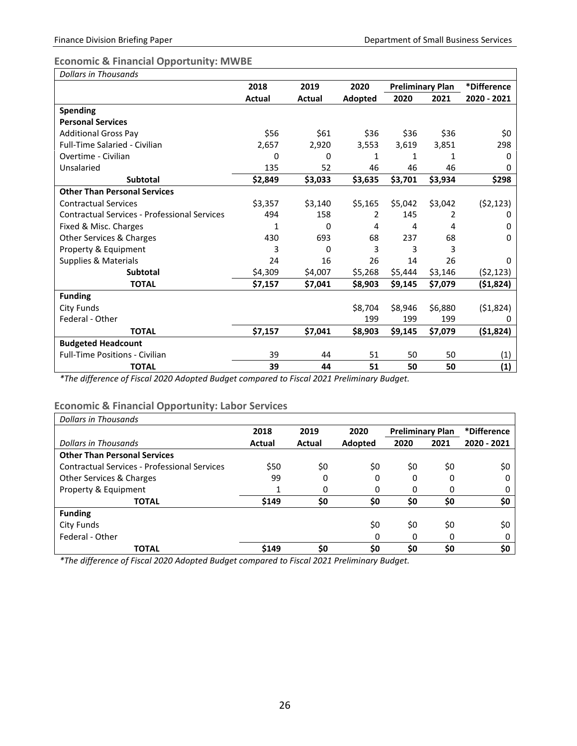## Economic & Financial Opportunity: MWBE

| *Dollars in Thousands* | | | | | | |
|---|---|---|---|---|---|---|
| | 2018 | 2019 | 2020 | Preliminary Plan | | *Difference |
| | Actual | Actual | Adopted | 2020 | 2021 | 2020 - 2021 |
| **Spending** | | | | | | |
| **Personal Services** | | | | | | |
| Additional Gross Pay | $56 | $61 | $36 | $36 | $36 | $0 |
| Full-Time Salaried - Civilian | 2,657 | 2,920 | 3,553 | 3,619 | 3,851 | 298 |
| Overtime - Civilian | 0 | 0 | 1 | 1 | 1 | 0 |
| Unsalaried | 135 | 52 | 46 | 46 | 46 | 0 |
| **Subtotal** | **$2,849** | **$3,033** | **$3,635** | **$3,701** | **$3,934** | **$298** |
| **Other Than Personal Services** | | | | | | |
| Contractual Services | $3,357 | $3,140 | $5,165 | $5,042 | $3,042 | ($2,123) |
| Contractual Services - Professional Services | 494 | 158 | 2 | 145 | 2 | 0 |
| Fixed & Misc. Charges | 1 | 0 | 4 | 4 | 4 | 0 |
| Other Services & Charges | 430 | 693 | 68 | 237 | 68 | 0 |
| Property & Equipment | 3 | 0 | 3 | 3 | 3 | |
| Supplies & Materials | 24 | 16 | 26 | 14 | 26 | 0 |
| **Subtotal** | $4,309 | $4,007 | $5,268 | $5,444 | $3,146 | ($2,123) |
| **TOTAL** | **$7,157** | **$7,041** | **$8,903** | **$9,145** | **$7,079** | **($1,824)** |
| **Funding** | | | | | | |
| City Funds | | | $8,704 | $8,946 | $6,880 | ($1,824) |
| Federal - Other | | | 199 | 199 | 199 | 0 |
| **TOTAL** | **$7,157** | **$7,041** | **$8,903** | **$9,145** | **$7,079** | **($1,824)** |
| **Budgeted Headcount** | | | | | | |
| Full-Time Positions - Civilian | 39 | 44 | 51 | 50 | 50 | (1) |
| **TOTAL** | **39** | **44** | **51** | **50** | **50** | **(1)** |

*\*The difference of Fiscal 2020 Adopted Budget compared to Fiscal 2021 Preliminary Budget.*

## Economic & Financial Opportunity: Labor Services

| *Dollars in Thousands* | | | | | | |
|---|---|---|---|---|---|---|
| | 2018 | 2019 | 2020 | Preliminary Plan | | *Difference |
| *Dollars in Thousands* | Actual | Actual | Adopted | 2020 | 2021 | 2020 - 2021 |
| **Other Than Personal Services** | | | | | | |
| Contractual Services - Professional Services | $50 | $0 | $0 | $0 | $0 | $0 |
| Other Services & Charges | 99 | 0 | 0 | 0 | 0 | 0 |
| Property & Equipment | 1 | 0 | 0 | 0 | 0 | 0 |
| **TOTAL** | **$149** | **$0** | **$0** | **$0** | **$0** | **$0** |
| **Funding** | | | | | | |
| City Funds | | | $0 | $0 | $0 | $0 |
| Federal - Other | | | 0 | 0 | 0 | 0 |
| **TOTAL** | **$149** | **$0** | **$0** | **$0** | **$0** | **$0** |

*\*The difference of Fiscal 2020 Adopted Budget compared to Fiscal 2021 Preliminary Budget.*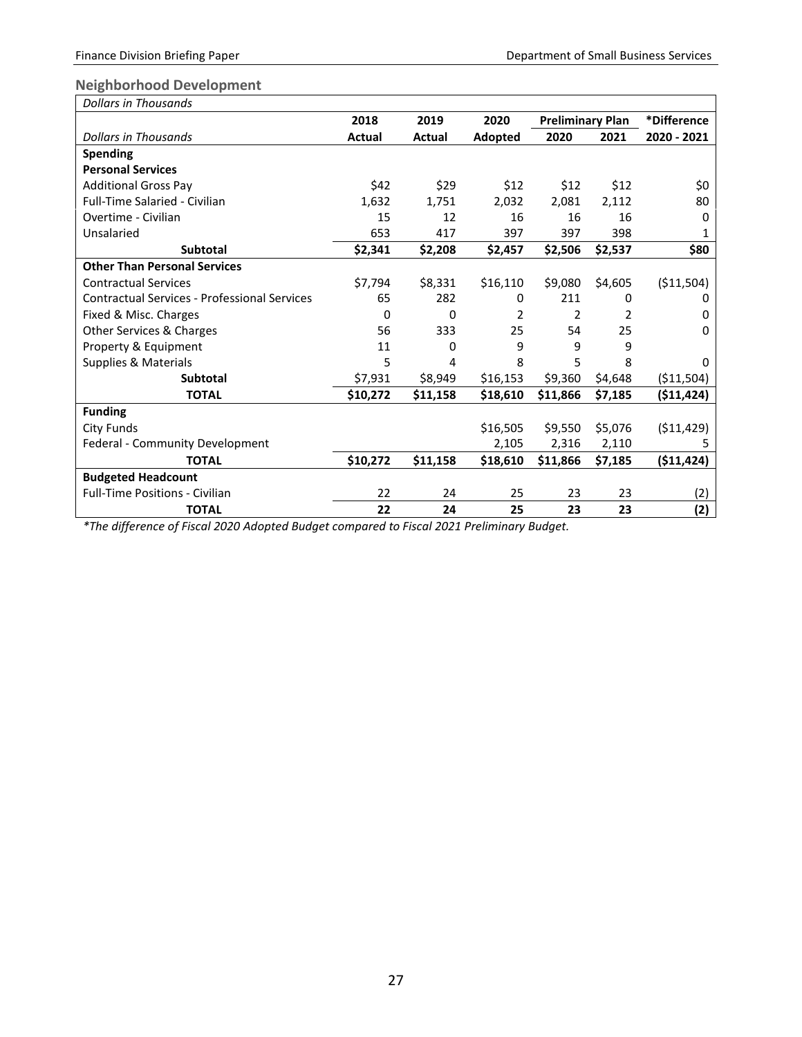## Neighborhood Development

| *Dollars in Thousands* | 2018 | 2019 | 2020 | Preliminary Plan | | *Difference |
|---|---|---|---|---|---|---|
| *Dollars in Thousands* | Actual | Actual | Adopted | 2020 | 2021 | 2020 - 2021 |
| **Spending** | | | | | | |
| **Personal Services** | | | | | | |
| Additional Gross Pay | $42 | $29 | $12 | $12 | $12 | $0 |
| Full-Time Salaried - Civilian | 1,632 | 1,751 | 2,032 | 2,081 | 2,112 | 80 |
| Overtime - Civilian | 15 | 12 | 16 | 16 | 16 | 0 |
| Unsalaried | 653 | 417 | 397 | 397 | 398 | 1 |
| **Subtotal** | **$2,341** | **$2,208** | **$2,457** | **$2,506** | **$2,537** | **$80** |
| **Other Than Personal Services** | | | | | | |
| Contractual Services | $7,794 | $8,331 | $16,110 | $9,080 | $4,605 | ($11,504) |
| Contractual Services - Professional Services | 65 | 282 | 0 | 211 | 0 | 0 |
| Fixed & Misc. Charges | 0 | 0 | 2 | 2 | 2 | 0 |
| Other Services & Charges | 56 | 333 | 25 | 54 | 25 | 0 |
| Property & Equipment | 11 | 0 | 9 | 9 | 9 | |
| Supplies & Materials | 5 | 4 | 8 | 5 | 8 | 0 |
| **Subtotal** | $7,931 | $8,949 | $16,153 | $9,360 | $4,648 | ($11,504) |
| **TOTAL** | **$10,272** | **$11,158** | **$18,610** | **$11,866** | **$7,185** | **($11,424)** |
| **Funding** | | | | | | |
| City Funds | | | $16,505 | $9,550 | $5,076 | ($11,429) |
| Federal - Community Development | | | 2,105 | 2,316 | 2,110 | 5 |
| **TOTAL** | **$10,272** | **$11,158** | **$18,610** | **$11,866** | **$7,185** | **($11,424)** |
| **Budgeted Headcount** | | | | | | |
| Full-Time Positions - Civilian | 22 | 24 | 25 | 23 | 23 | (2) |
| **TOTAL** | **22** | **24** | **25** | **23** | **23** | **(2)** |

*\*The difference of Fiscal 2020 Adopted Budget compared to Fiscal 2021 Preliminary Budget.*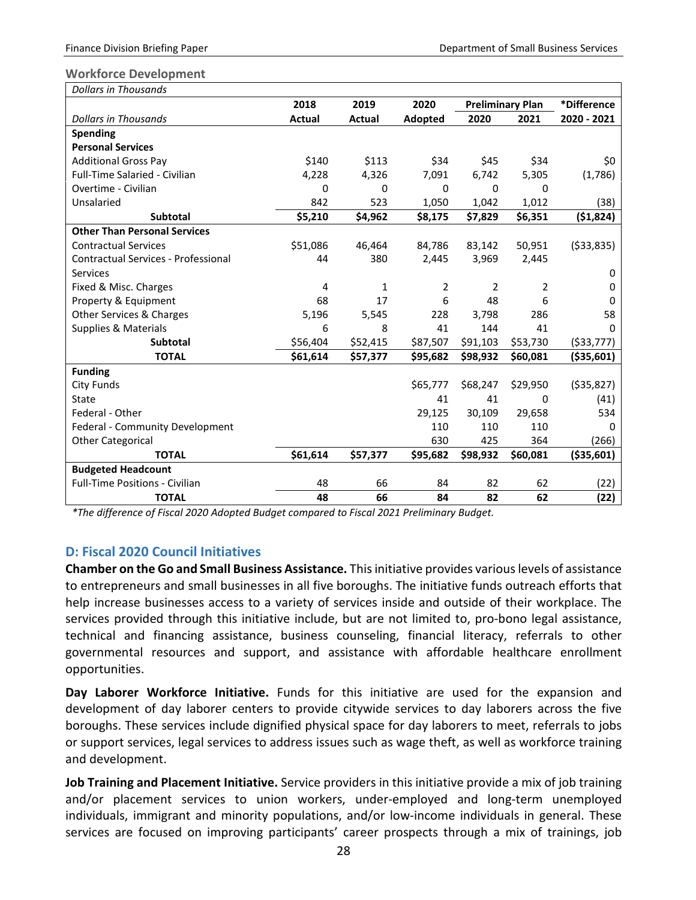### Workforce Development

| Dollars in Thousands | 2018 | 2019 | 2020 | Preliminary Plan | | *Difference |
|---|---|---|---|---|---|---|
| *Dollars in Thousands* | Actual | Actual | Adopted | 2020 | 2021 | 2020 - 2021 |
| **Spending** | | | | | | |
| **Personal Services** | | | | | | |
| Additional Gross Pay | $140 | $113 | $34 | $45 | $34 | $0 |
| Full-Time Salaried - Civilian | 4,228 | 4,326 | 7,091 | 6,742 | 5,305 | (1,786) |
| Overtime - Civilian | 0 | 0 | 0 | 0 | 0 | |
| Unsalaried | 842 | 523 | 1,050 | 1,042 | 1,012 | (38) |
| **Subtotal** | **$5,210** | **$4,962** | **$8,175** | **$7,829** | **$6,351** | **($1,824)** |
| **Other Than Personal Services** | | | | | | |
| Contractual Services | $51,086 | 46,464 | 84,786 | 83,142 | 50,951 | ($33,835) |
| Contractual Services - Professional | 44 | 380 | 2,445 | 3,969 | 2,445 | |
| Services | | | | | | 0 |
| Fixed & Misc. Charges | 4 | 1 | 2 | 2 | 2 | 0 |
| Property & Equipment | 68 | 17 | 6 | 48 | 6 | 0 |
| Other Services & Charges | 5,196 | 5,545 | 228 | 3,798 | 286 | 58 |
| Supplies & Materials | 6 | 8 | 41 | 144 | 41 | 0 |
| **Subtotal** | $56,404 | $52,415 | $87,507 | $91,103 | $53,730 | ($33,777) |
| **TOTAL** | **$61,614** | **$57,377** | **$95,682** | **$98,932** | **$60,081** | **($35,601)** |
| **Funding** | | | | | | |
| City Funds | | | $65,777 | $68,247 | $29,950 | ($35,827) |
| State | | | 41 | 41 | 0 | (41) |
| Federal - Other | | | 29,125 | 30,109 | 29,658 | 534 |
| Federal - Community Development | | | 110 | 110 | 110 | 0 |
| Other Categorical | | | 630 | 425 | 364 | (266) |
| **TOTAL** | **$61,614** | **$57,377** | **$95,682** | **$98,932** | **$60,081** | **($35,601)** |
| **Budgeted Headcount** | | | | | | |
| Full-Time Positions - Civilian | 48 | 66 | 84 | 82 | 62 | (22) |
| **TOTAL** | **48** | **66** | **84** | **82** | **62** | **(22)** |

*\*The difference of Fiscal 2020 Adopted Budget compared to Fiscal 2021 Preliminary Budget.*

## D: Fiscal 2020 Council Initiatives

**Chamber on the Go and Small Business Assistance.** This initiative provides various levels of assistance to entrepreneurs and small businesses in all five boroughs. The initiative funds outreach efforts that help increase businesses access to a variety of services inside and outside of their workplace. The services provided through this initiative include, but are not limited to, pro-bono legal assistance, technical and financing assistance, business counseling, financial literacy, referrals to other governmental resources and support, and assistance with affordable healthcare enrollment opportunities.

**Day Laborer Workforce Initiative.** Funds for this initiative are used for the expansion and development of day laborer centers to provide citywide services to day laborers across the five boroughs. These services include dignified physical space for day laborers to meet, referrals to jobs or support services, legal services to address issues such as wage theft, as well as workforce training and development.

**Job Training and Placement Initiative.** Service providers in this initiative provide a mix of job training and/or placement services to union workers, under-employed and long-term unemployed individuals, immigrant and minority populations, and/or low-income individuals in general. These services are focused on improving participants' career prospects through a mix of trainings, job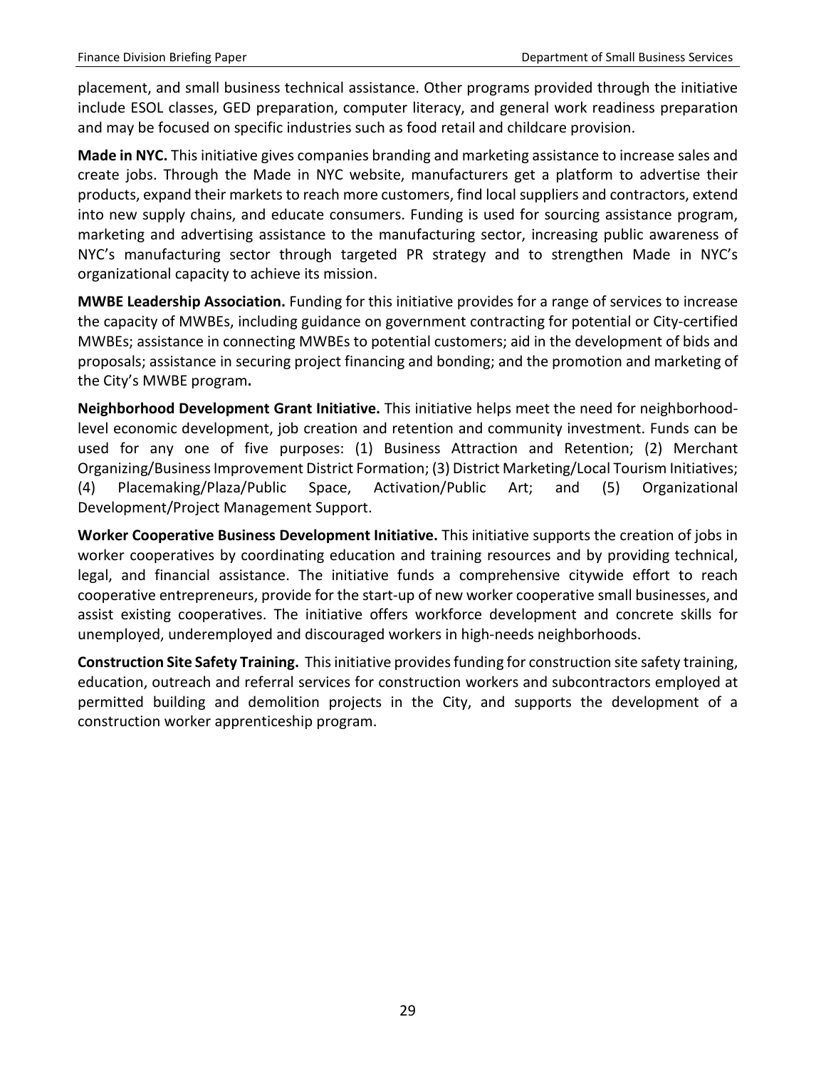placement, and small business technical assistance. Other programs provided through the initiative include ESOL classes, GED preparation, computer literacy, and general work readiness preparation and may be focused on specific industries such as food retail and childcare provision.

**Made in NYC.** This initiative gives companies branding and marketing assistance to increase sales and create jobs. Through the Made in NYC website, manufacturers get a platform to advertise their products, expand their markets to reach more customers, find local suppliers and contractors, extend into new supply chains, and educate consumers. Funding is used for sourcing assistance program, marketing and advertising assistance to the manufacturing sector, increasing public awareness of NYC's manufacturing sector through targeted PR strategy and to strengthen Made in NYC's organizational capacity to achieve its mission.

**MWBE Leadership Association.** Funding for this initiative provides for a range of services to increase the capacity of MWBEs, including guidance on government contracting for potential or City-certified MWBEs; assistance in connecting MWBEs to potential customers; aid in the development of bids and proposals; assistance in securing project financing and bonding; and the promotion and marketing of the City's MWBE program**.**

**Neighborhood Development Grant Initiative.** This initiative helps meet the need for neighborhood-level economic development, job creation and retention and community investment. Funds can be used for any one of five purposes: (1) Business Attraction and Retention; (2) Merchant Organizing/Business Improvement District Formation; (3) District Marketing/Local Tourism Initiatives; (4) Placemaking/Plaza/Public Space, Activation/Public Art; and (5) Organizational Development/Project Management Support.

**Worker Cooperative Business Development Initiative.** This initiative supports the creation of jobs in worker cooperatives by coordinating education and training resources and by providing technical, legal, and financial assistance. The initiative funds a comprehensive citywide effort to reach cooperative entrepreneurs, provide for the start-up of new worker cooperative small businesses, and assist existing cooperatives. The initiative offers workforce development and concrete skills for unemployed, underemployed and discouraged workers in high-needs neighborhoods.

**Construction Site Safety Training.** This initiative provides funding for construction site safety training, education, outreach and referral services for construction workers and subcontractors employed at permitted building and demolition projects in the City, and supports the development of a construction worker apprenticeship program.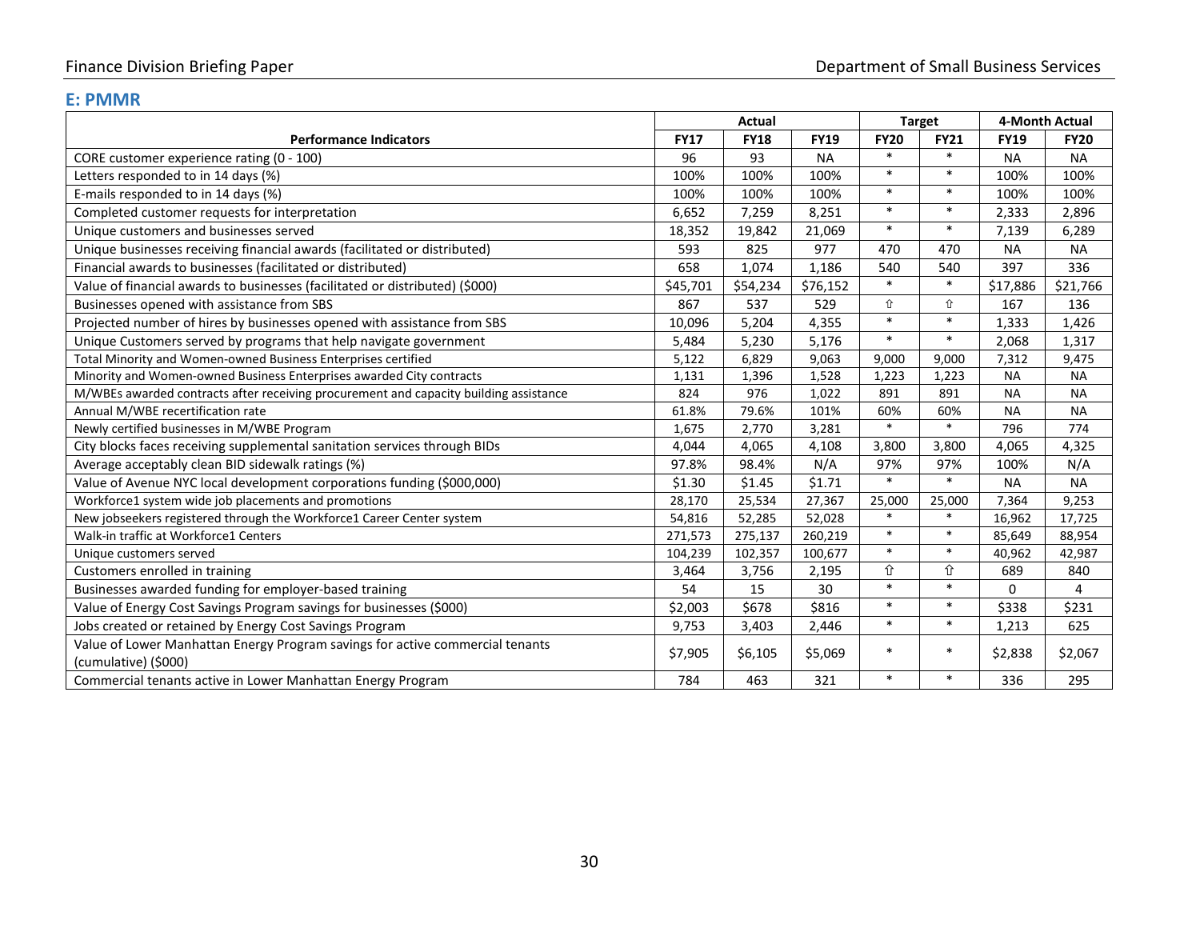## E: PMMR

| Performance Indicators | Actual | | | Target | | 4-Month Actual | |
|---|---|---|---|---|---|---|---|
| | FY17 | FY18 | FY19 | FY20 | FY21 | FY19 | FY20 |
| CORE customer experience rating (0 - 100) | 96 | 93 | NA | * | * | NA | NA |
| Letters responded to in 14 days (%) | 100% | 100% | 100% | * | * | 100% | 100% |
| E-mails responded to in 14 days (%) | 100% | 100% | 100% | * | * | 100% | 100% |
| Completed customer requests for interpretation | 6,652 | 7,259 | 8,251 | * | * | 2,333 | 2,896 |
| Unique customers and businesses served | 18,352 | 19,842 | 21,069 | * | * | 7,139 | 6,289 |
| Unique businesses receiving financial awards (facilitated or distributed) | 593 | 825 | 977 | 470 | 470 | NA | NA |
| Financial awards to businesses (facilitated or distributed) | 658 | 1,074 | 1,186 | 540 | 540 | 397 | 336 |
| Value of financial awards to businesses (facilitated or distributed) ($000) | $45,701 | $54,234 | $76,152 | * | * | $17,886 | $21,766 |
| Businesses opened with assistance from SBS | 867 | 537 | 529 | ⇧ | ⇧ | 167 | 136 |
| Projected number of hires by businesses opened with assistance from SBS | 10,096 | 5,204 | 4,355 | * | * | 1,333 | 1,426 |
| Unique Customers served by programs that help navigate government | 5,484 | 5,230 | 5,176 | * | * | 2,068 | 1,317 |
| Total Minority and Women-owned Business Enterprises certified | 5,122 | 6,829 | 9,063 | 9,000 | 9,000 | 7,312 | 9,475 |
| Minority and Women-owned Business Enterprises awarded City contracts | 1,131 | 1,396 | 1,528 | 1,223 | 1,223 | NA | NA |
| M/WBEs awarded contracts after receiving procurement and capacity building assistance | 824 | 976 | 1,022 | 891 | 891 | NA | NA |
| Annual M/WBE recertification rate | 61.8% | 79.6% | 101% | 60% | 60% | NA | NA |
| Newly certified businesses in M/WBE Program | 1,675 | 2,770 | 3,281 | * | * | 796 | 774 |
| City blocks faces receiving supplemental sanitation services through BIDs | 4,044 | 4,065 | 4,108 | 3,800 | 3,800 | 4,065 | 4,325 |
| Average acceptably clean BID sidewalk ratings (%) | 97.8% | 98.4% | N/A | 97% | 97% | 100% | N/A |
| Value of Avenue NYC local development corporations funding ($000,000) | $1.30 | $1.45 | $1.71 | * | * | NA | NA |
| Workforce1 system wide job placements and promotions | 28,170 | 25,534 | 27,367 | 25,000 | 25,000 | 7,364 | 9,253 |
| New jobseekers registered through the Workforce1 Career Center system | 54,816 | 52,285 | 52,028 | * | * | 16,962 | 17,725 |
| Walk-in traffic at Workforce1 Centers | 271,573 | 275,137 | 260,219 | * | * | 85,649 | 88,954 |
| Unique customers served | 104,239 | 102,357 | 100,677 | * | * | 40,962 | 42,987 |
| Customers enrolled in training | 3,464 | 3,756 | 2,195 | ⇧ | ⇧ | 689 | 840 |
| Businesses awarded funding for employer-based training | 54 | 15 | 30 | * | * | 0 | 4 |
| Value of Energy Cost Savings Program savings for businesses ($000) | $2,003 | $678 | $816 | * | * | $338 | $231 |
| Jobs created or retained by Energy Cost Savings Program | 9,753 | 3,403 | 2,446 | * | * | 1,213 | 625 |
| Value of Lower Manhattan Energy Program savings for active commercial tenants (cumulative) ($000) | $7,905 | $6,105 | $5,069 | * | * | $2,838 | $2,067 |
| Commercial tenants active in Lower Manhattan Energy Program | 784 | 463 | 321 | * | * | 336 | 295 |